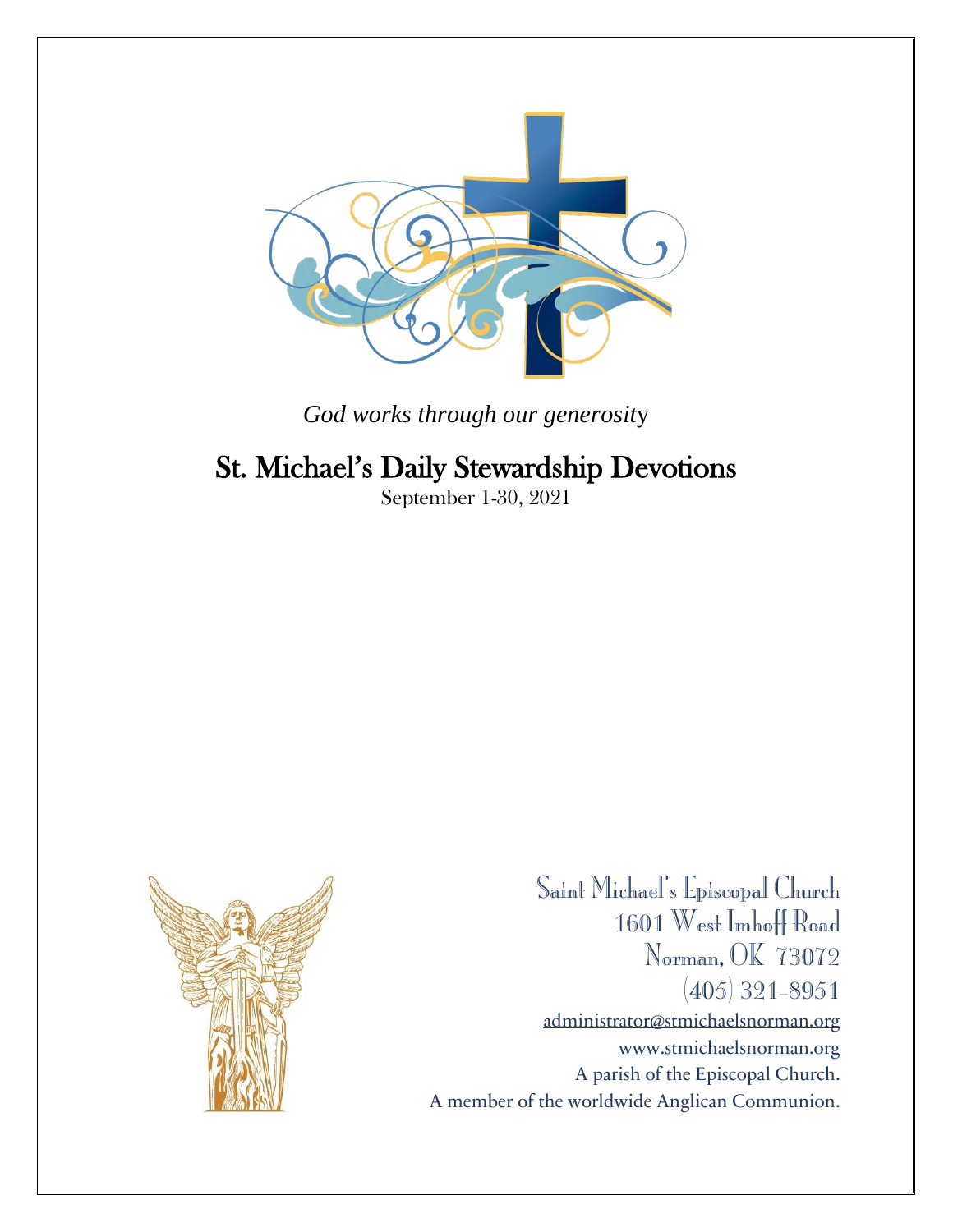*God works through our generosity*

# St. Michael's Daily Stewardship Devotions

September 1-30, 2021

Saint Michael's Episcopal Church
1601 West Imhoff Road
Norman, OK 73072
(405) 321-8951
administrator@stmichaelsnorman.org
www.stmichaelsnorman.org
A parish of the Episcopal Church.
A member of the worldwide Anglican Communion.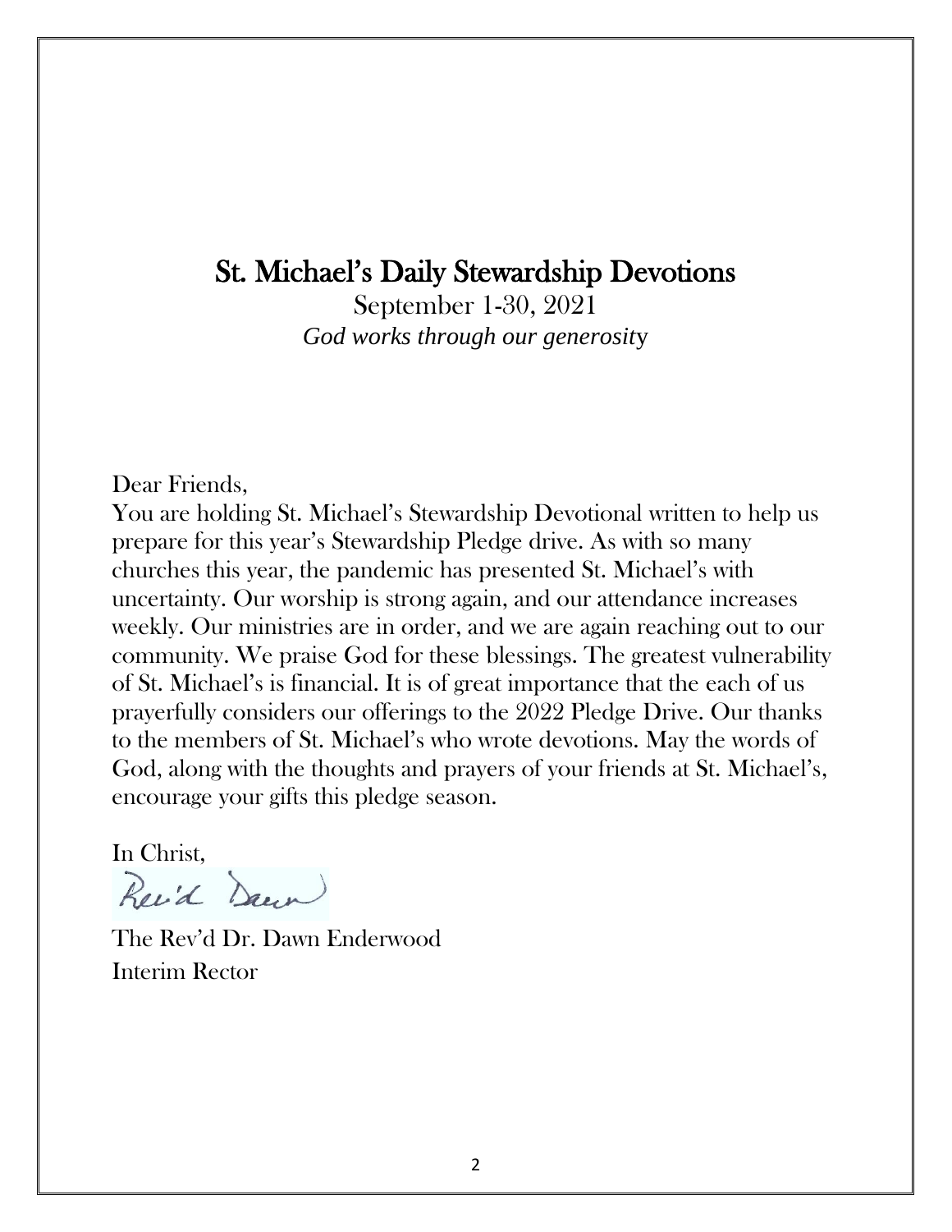# St. Michael's Daily Stewardship Devotions

September 1-30, 2021

*God works through our generosity*

Dear Friends,

You are holding St. Michael's Stewardship Devotional written to help us prepare for this year's Stewardship Pledge drive. As with so many churches this year, the pandemic has presented St. Michael's with uncertainty. Our worship is strong again, and our attendance increases weekly. Our ministries are in order, and we are again reaching out to our community. We praise God for these blessings. The greatest vulnerability of St. Michael's is financial. It is of great importance that the each of us prayerfully considers our offerings to the 2022 Pledge Drive. Our thanks to the members of St. Michael's who wrote devotions. May the words of God, along with the thoughts and prayers of your friends at St. Michael's, encourage your gifts this pledge season.

In Christ,

Rev'd Dawn

The Rev'd Dr. Dawn Enderwood
Interim Rector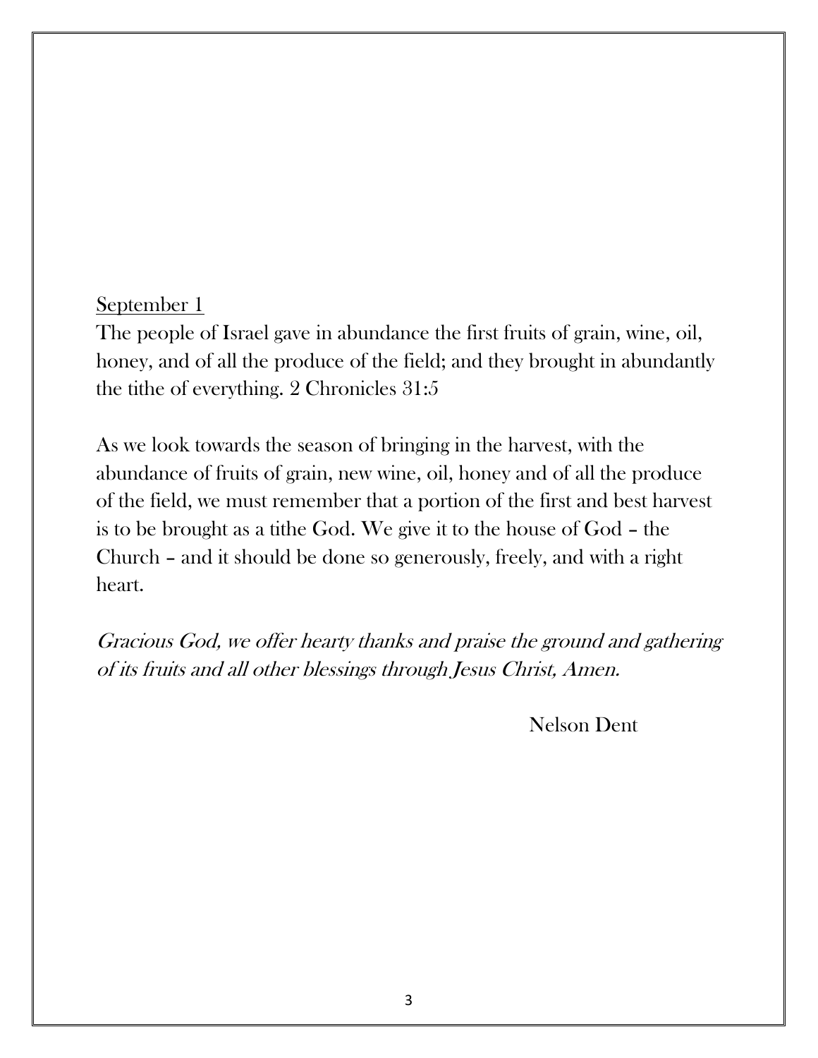<u>September 1</u>

The people of Israel gave in abundance the first fruits of grain, wine, oil, honey, and of all the produce of the field; and they brought in abundantly the tithe of everything. 2 Chronicles 31:5

As we look towards the season of bringing in the harvest, with the abundance of fruits of grain, new wine, oil, honey and of all the produce of the field, we must remember that a portion of the first and best harvest is to be brought as a tithe God. We give it to the house of God – the Church – and it should be done so generously, freely, and with a right heart.

*Gracious God, we offer hearty thanks and praise the ground and gathering of its fruits and all other blessings through Jesus Christ, Amen.*

Nelson Dent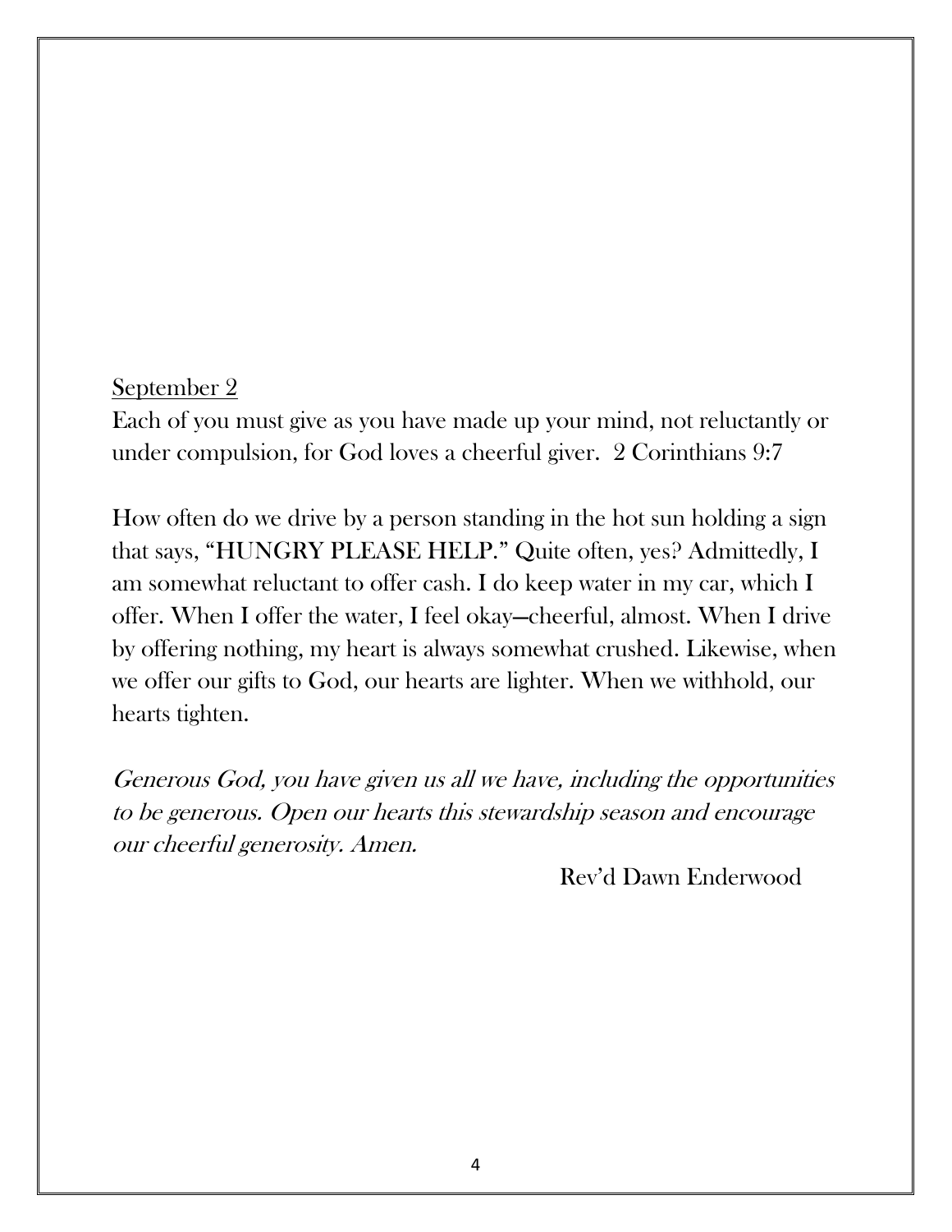<u>September 2</u>

Each of you must give as you have made up your mind, not reluctantly or under compulsion, for God loves a cheerful giver. 2 Corinthians 9:7

How often do we drive by a person standing in the hot sun holding a sign that says, "HUNGRY PLEASE HELP." Quite often, yes? Admittedly, I am somewhat reluctant to offer cash. I do keep water in my car, which I offer. When I offer the water, I feel okay—cheerful, almost. When I drive by offering nothing, my heart is always somewhat crushed. Likewise, when we offer our gifts to God, our hearts are lighter. When we withhold, our hearts tighten.

*Generous God, you have given us all we have, including the opportunities to be generous. Open our hearts this stewardship season and encourage our cheerful generosity. Amen.*

Rev'd Dawn Enderwood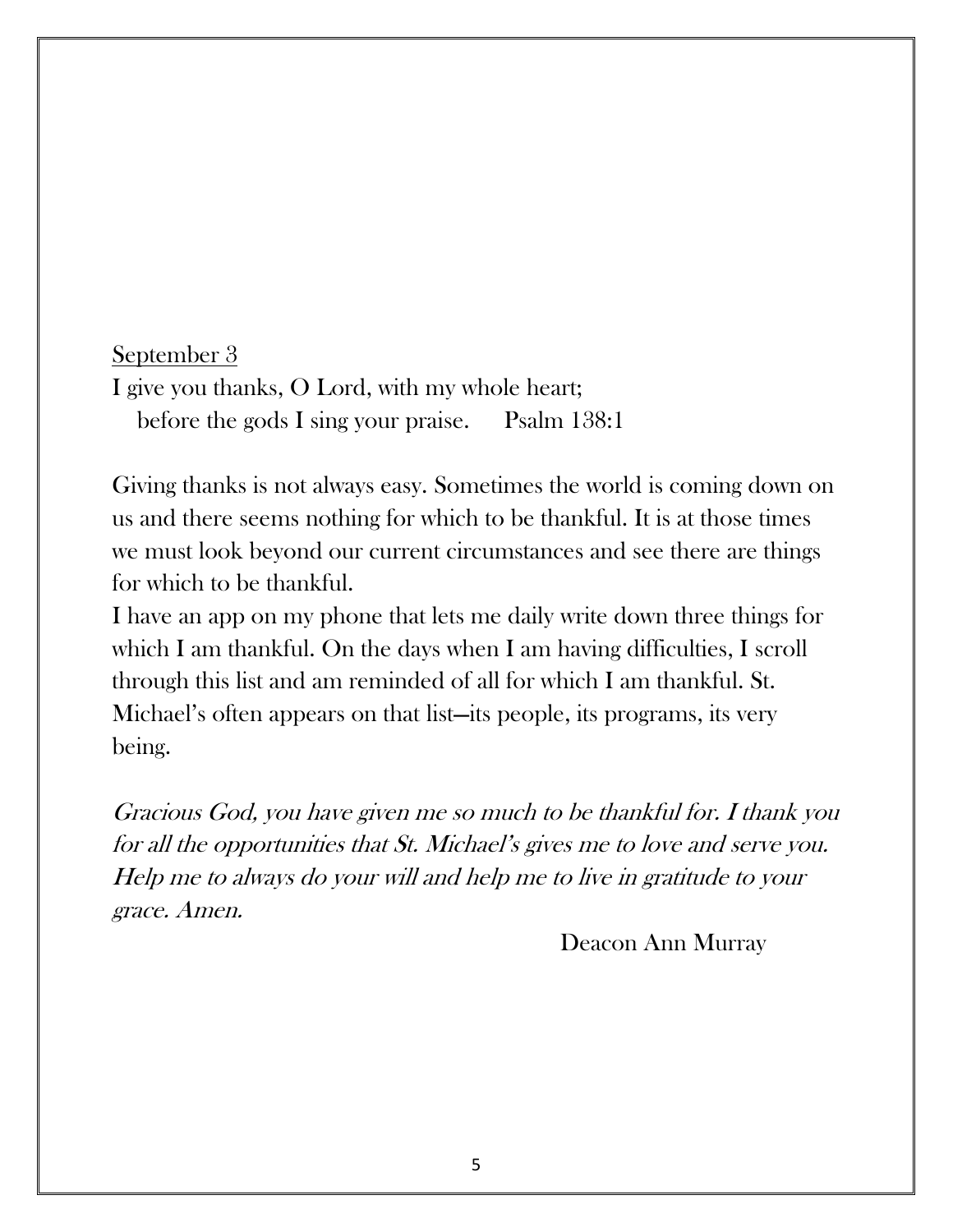<u>September 3</u>

I give you thanks, O Lord, with my whole heart;
  before the gods I sing your praise.   Psalm 138:1

Giving thanks is not always easy. Sometimes the world is coming down on us and there seems nothing for which to be thankful. It is at those times we must look beyond our current circumstances and see there are things for which to be thankful.

I have an app on my phone that lets me daily write down three things for which I am thankful. On the days when I am having difficulties, I scroll through this list and am reminded of all for which I am thankful. St. Michael's often appears on that list—its people, its programs, its very being.

*Gracious God, you have given me so much to be thankful for. I thank you for all the opportunities that St. Michael's gives me to love and serve you. Help me to always do your will and help me to live in gratitude to your grace. Amen.*

Deacon Ann Murray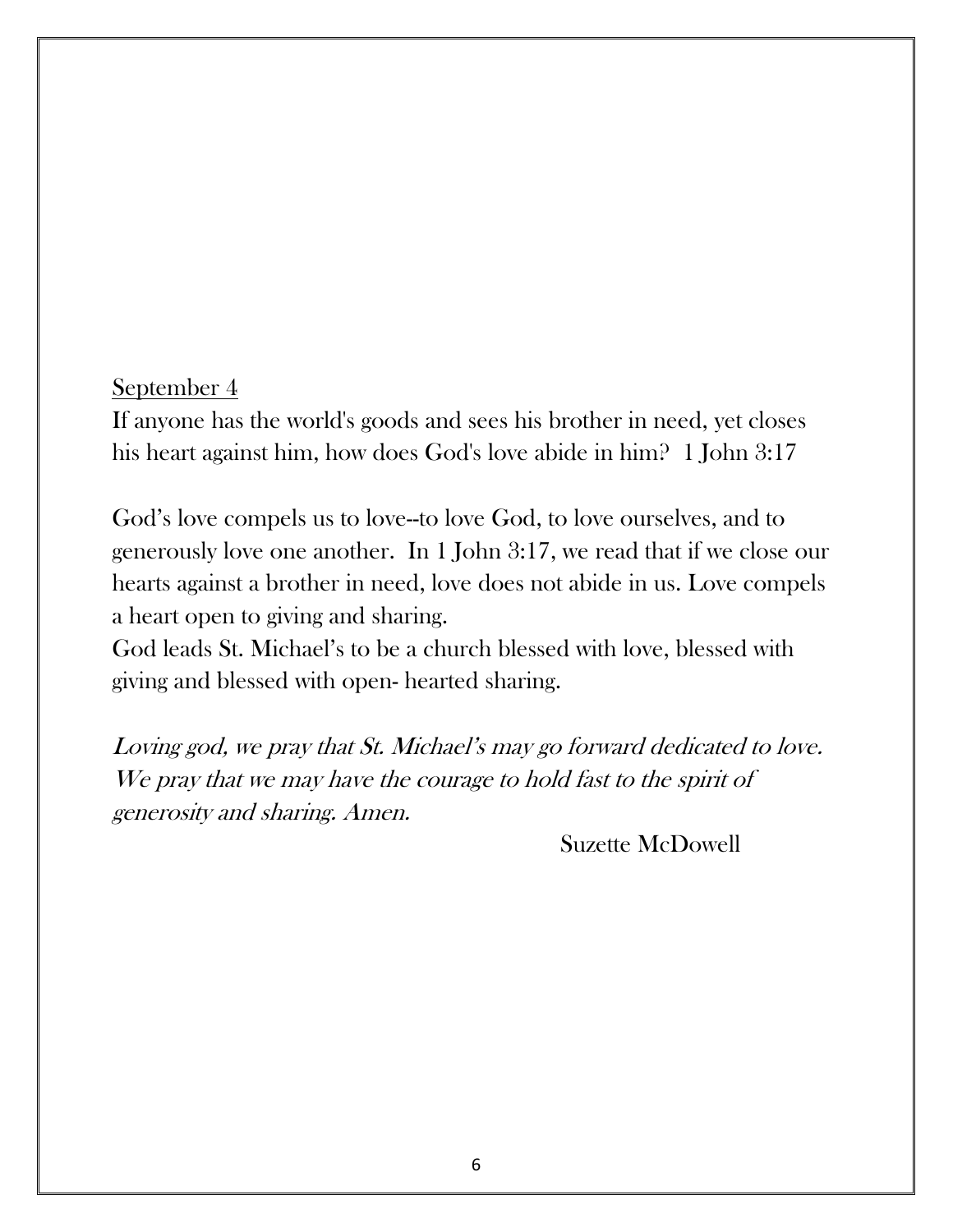<u>September 4</u>

If anyone has the world's goods and sees his brother in need, yet closes his heart against him, how does God's love abide in him? 1 John 3:17

God's love compels us to love--to love God, to love ourselves, and to generously love one another. In 1 John 3:17, we read that if we close our hearts against a brother in need, love does not abide in us. Love compels a heart open to giving and sharing.

God leads St. Michael's to be a church blessed with love, blessed with giving and blessed with open- hearted sharing.

*Loving god, we pray that St. Michael's may go forward dedicated to love. We pray that we may have the courage to hold fast to the spirit of generosity and sharing. Amen.*

Suzette McDowell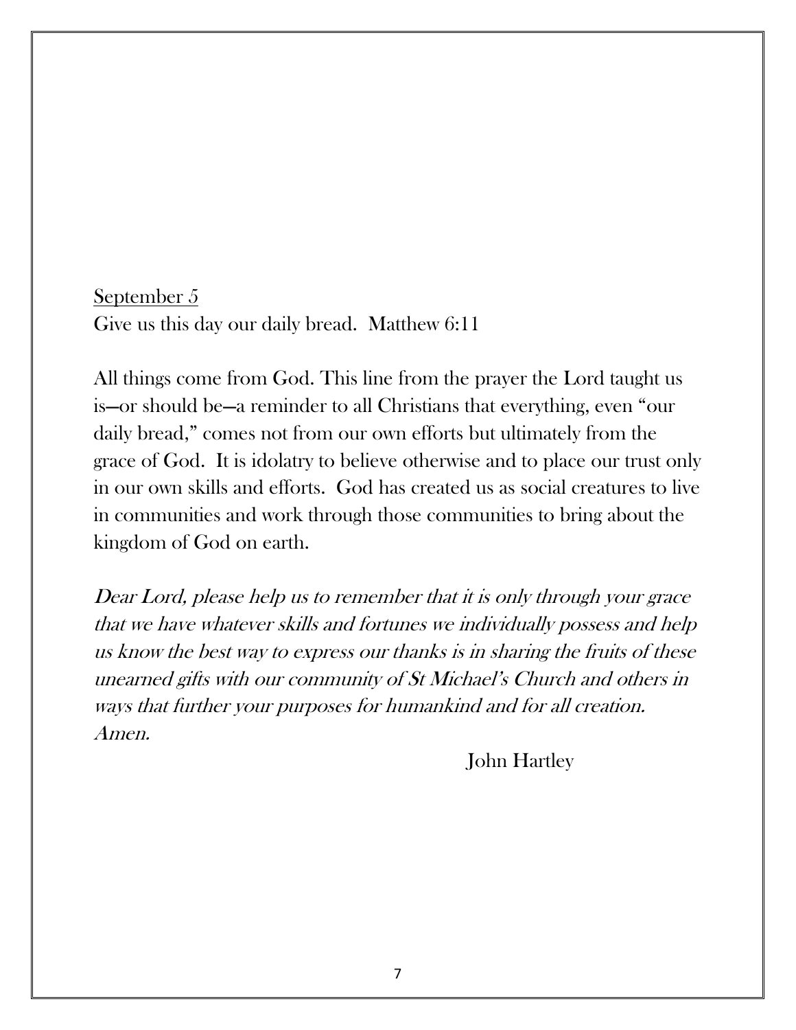<u>September 5</u>

Give us this day our daily bread. Matthew 6:11

All things come from God. This line from the prayer the Lord taught us is—or should be—a reminder to all Christians that everything, even "our daily bread," comes not from our own efforts but ultimately from the grace of God. It is idolatry to believe otherwise and to place our trust only in our own skills and efforts. God has created us as social creatures to live in communities and work through those communities to bring about the kingdom of God on earth.

*Dear Lord, please help us to remember that it is only through your grace that we have whatever skills and fortunes we individually possess and help us know the best way to express our thanks is in sharing the fruits of these unearned gifts with our community of St Michael's Church and others in ways that further your purposes for humankind and for all creation. Amen.*

John Hartley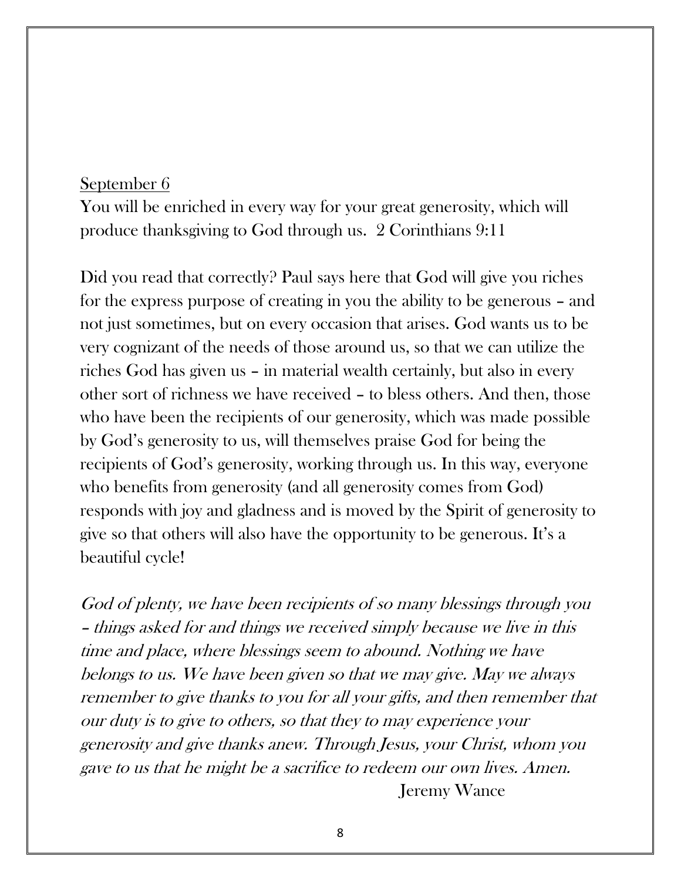<u>September 6</u>

You will be enriched in every way for your great generosity, which will produce thanksgiving to God through us.  2 Corinthians 9:11

Did you read that correctly? Paul says here that God will give you riches for the express purpose of creating in you the ability to be generous – and not just sometimes, but on every occasion that arises. God wants us to be very cognizant of the needs of those around us, so that we can utilize the riches God has given us – in material wealth certainly, but also in every other sort of richness we have received – to bless others. And then, those who have been the recipients of our generosity, which was made possible by God's generosity to us, will themselves praise God for being the recipients of God's generosity, working through us. In this way, everyone who benefits from generosity (and all generosity comes from God) responds with joy and gladness and is moved by the Spirit of generosity to give so that others will also have the opportunity to be generous. It's a beautiful cycle!

*God of plenty, we have been recipients of so many blessings through you – things asked for and things we received simply because we live in this time and place, where blessings seem to abound. Nothing we have belongs to us. We have been given so that we may give. May we always remember to give thanks to you for all your gifts, and then remember that our duty is to give to others, so that they to may experience your generosity and give thanks anew. Through Jesus, your Christ, whom you gave to us that he might be a sacrifice to redeem our own lives. Amen.*

Jeremy Wance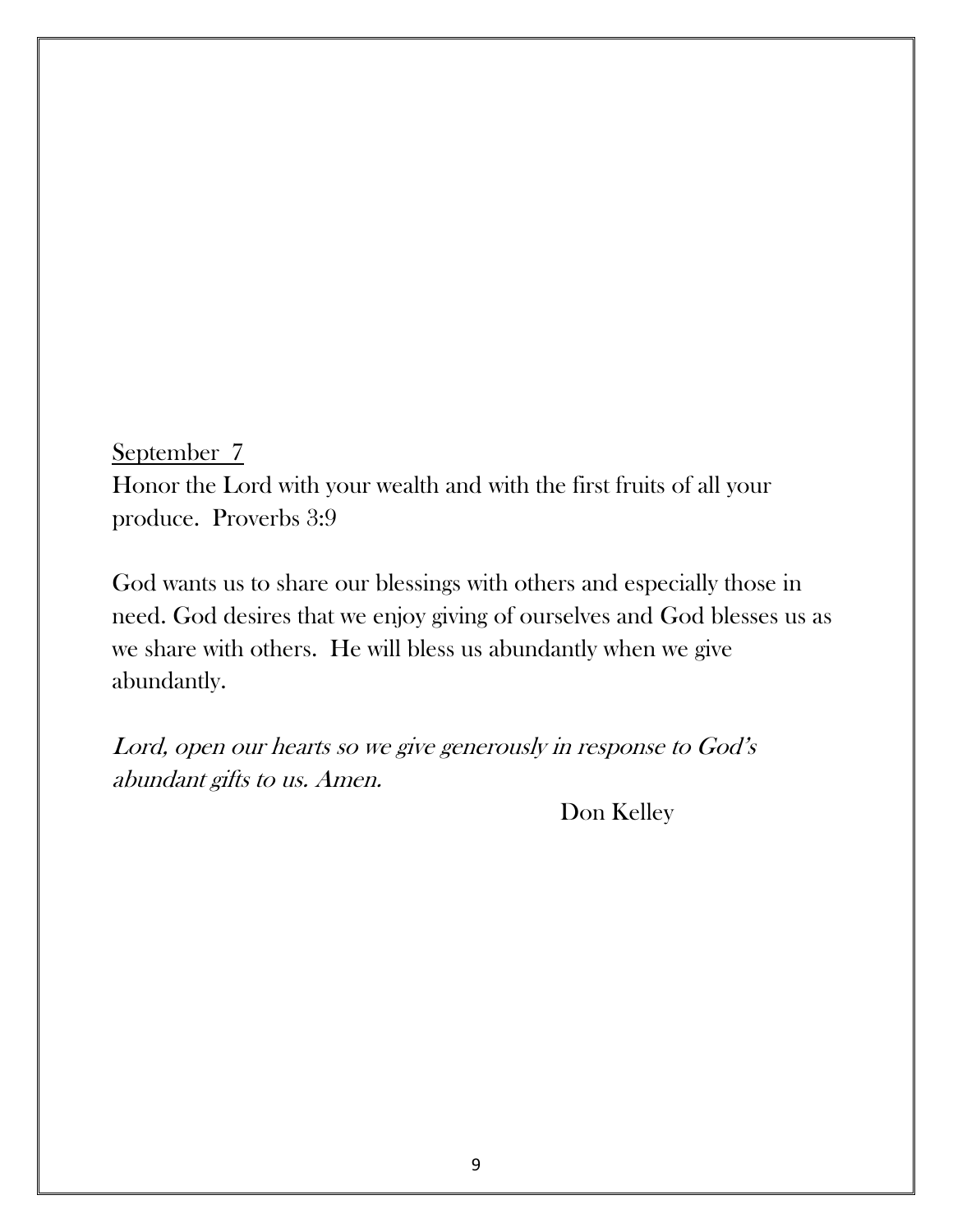<u>September 7</u>

Honor the Lord with your wealth and with the first fruits of all your produce. Proverbs 3:9

God wants us to share our blessings with others and especially those in need. God desires that we enjoy giving of ourselves and God blesses us as we share with others. He will bless us abundantly when we give abundantly.

*Lord, open our hearts so we give generously in response to God's abundant gifts to us. Amen.*

Don Kelley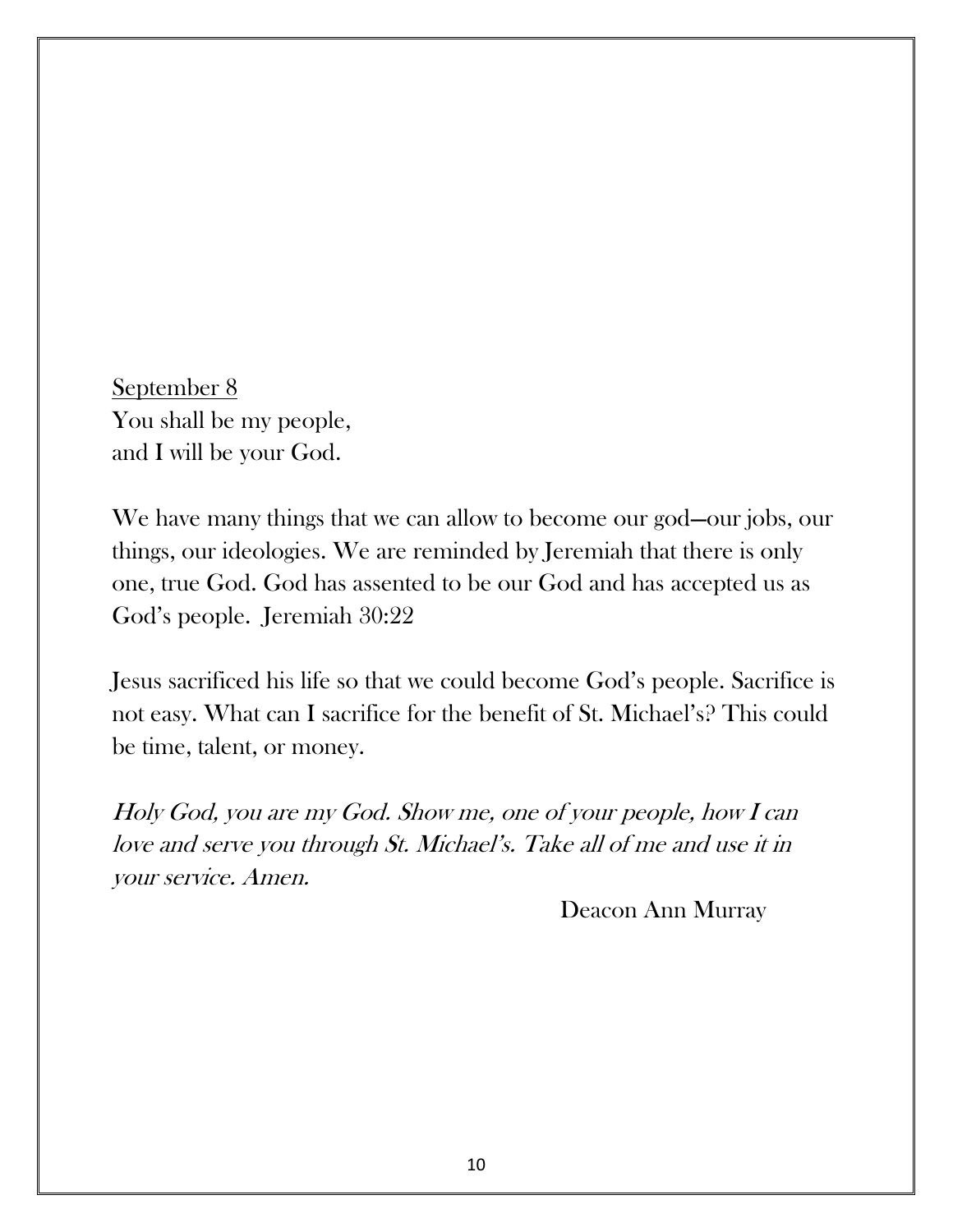September 8

You shall be my people,  
and I will be your God.

We have many things that we can allow to become our god—our jobs, our things, our ideologies. We are reminded by Jeremiah that there is only one, true God. God has assented to be our God and has accepted us as God's people. Jeremiah 30:22

Jesus sacrificed his life so that we could become God's people. Sacrifice is not easy. What can I sacrifice for the benefit of St. Michael's? This could be time, talent, or money.

*Holy God, you are my God. Show me, one of your people, how I can love and serve you through St. Michael's. Take all of me and use it in your service. Amen.*

Deacon Ann Murray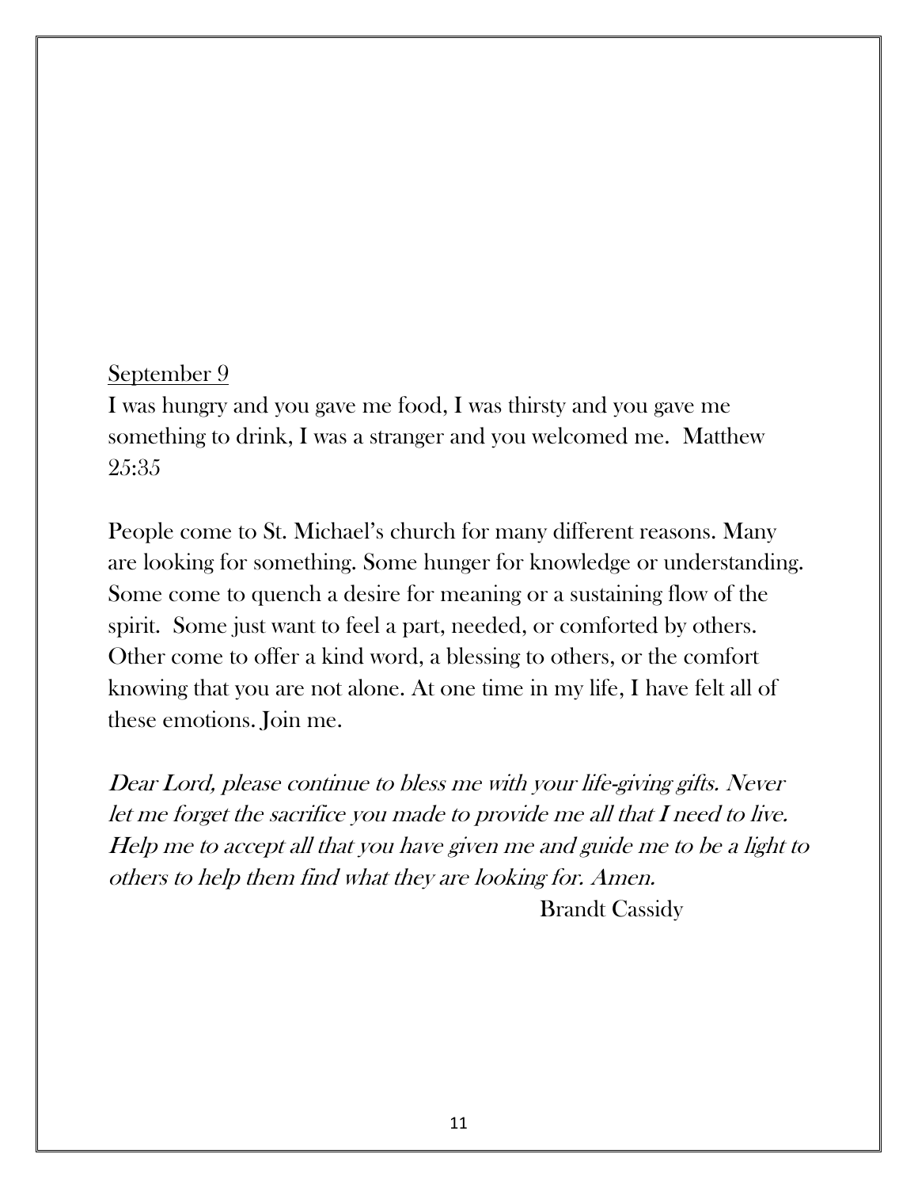September 9

I was hungry and you gave me food, I was thirsty and you gave me something to drink, I was a stranger and you welcomed me. Matthew 25:35

People come to St. Michael's church for many different reasons. Many are looking for something. Some hunger for knowledge or understanding. Some come to quench a desire for meaning or a sustaining flow of the spirit. Some just want to feel a part, needed, or comforted by others. Other come to offer a kind word, a blessing to others, or the comfort knowing that you are not alone. At one time in my life, I have felt all of these emotions. Join me.

*Dear Lord, please continue to bless me with your life-giving gifts. Never let me forget the sacrifice you made to provide me all that I need to live. Help me to accept all that you have given me and guide me to be a light to others to help them find what they are looking for. Amen.*

Brandt Cassidy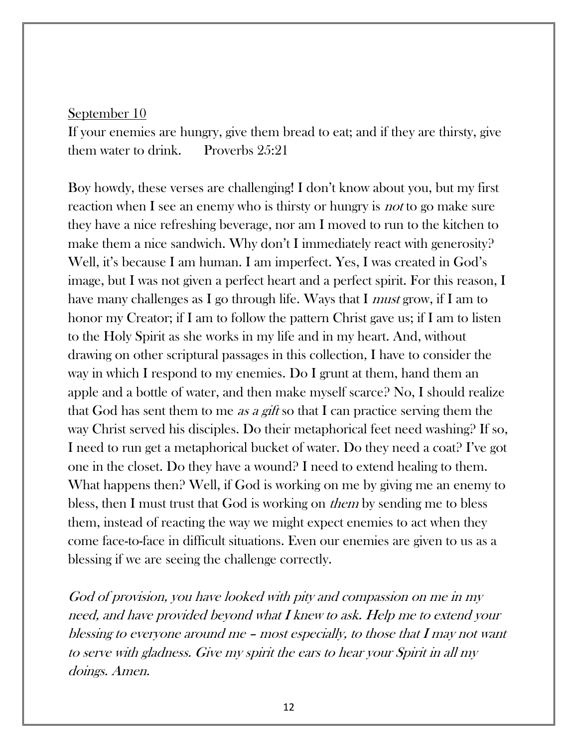<u>September 10</u>

If your enemies are hungry, give them bread to eat; and if they are thirsty, give them water to drink.     Proverbs 25:21

Boy howdy, these verses are challenging! I don't know about you, but my first reaction when I see an enemy who is thirsty or hungry is *not* to go make sure they have a nice refreshing beverage, nor am I moved to run to the kitchen to make them a nice sandwich. Why don't I immediately react with generosity? Well, it's because I am human. I am imperfect. Yes, I was created in God's image, but I was not given a perfect heart and a perfect spirit. For this reason, I have many challenges as I go through life. Ways that I *must* grow, if I am to honor my Creator; if I am to follow the pattern Christ gave us; if I am to listen to the Holy Spirit as she works in my life and in my heart. And, without drawing on other scriptural passages in this collection, I have to consider the way in which I respond to my enemies. Do I grunt at them, hand them an apple and a bottle of water, and then make myself scarce? No, I should realize that God has sent them to me *as a gift* so that I can practice serving them the way Christ served his disciples. Do their metaphorical feet need washing? If so, I need to run get a metaphorical bucket of water. Do they need a coat? I've got one in the closet. Do they have a wound? I need to extend healing to them. What happens then? Well, if God is working on me by giving me an enemy to bless, then I must trust that God is working on *them* by sending me to bless them, instead of reacting the way we might expect enemies to act when they come face-to-face in difficult situations. Even our enemies are given to us as a blessing if we are seeing the challenge correctly.

*God of provision, you have looked with pity and compassion on me in my need, and have provided beyond what I knew to ask. Help me to extend your blessing to everyone around me – most especially, to those that I may not want to serve with gladness. Give my spirit the ears to hear your Spirit in all my doings. Amen.*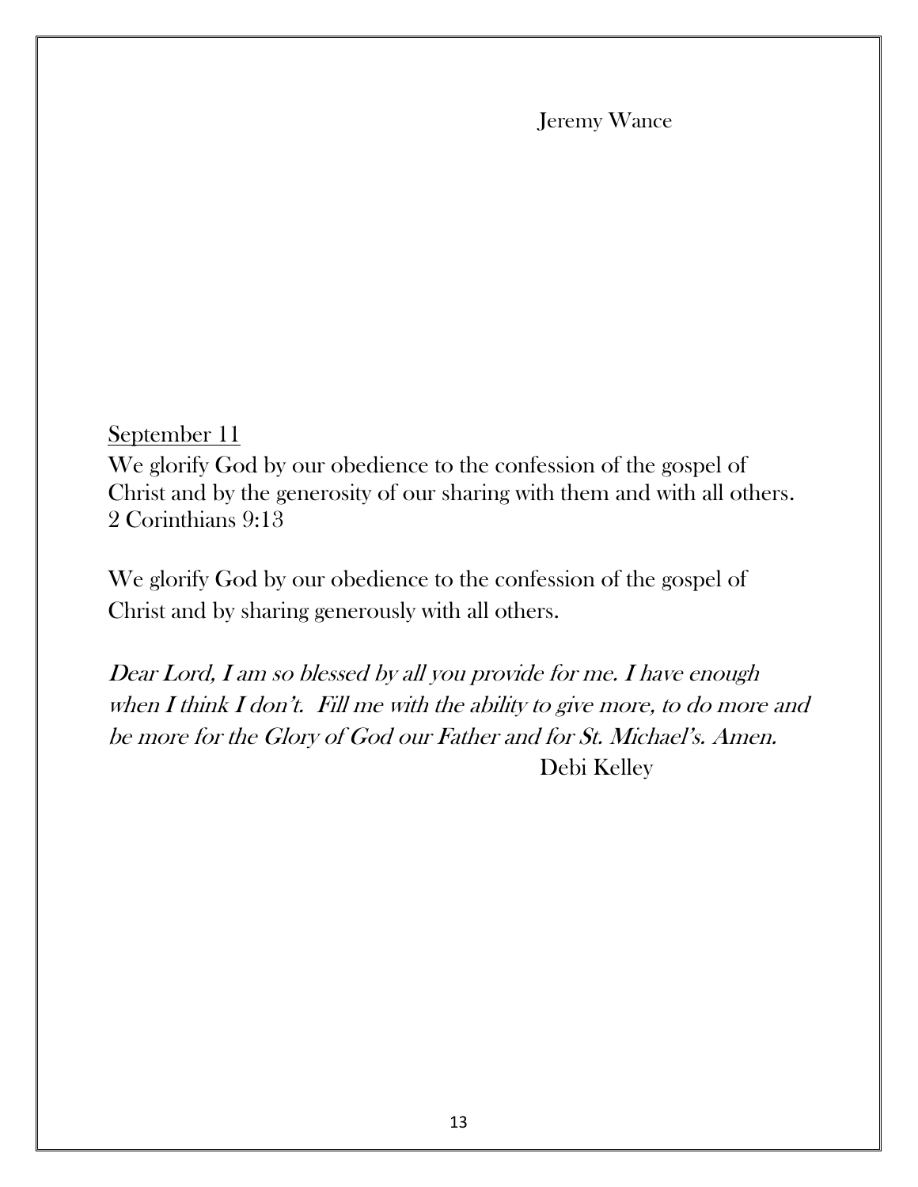Jeremy Wance

<u>September 11</u>

We glorify God by our obedience to the confession of the gospel of Christ and by the generosity of our sharing with them and with all others. 2 Corinthians 9:13

We glorify God by our obedience to the confession of the gospel of Christ and by sharing generously with all others.

*Dear Lord, I am so blessed by all you provide for me. I have enough when I think I don't. Fill me with the ability to give more, to do more and be more for the Glory of God our Father and for St. Michael's. Amen.*

Debi Kelley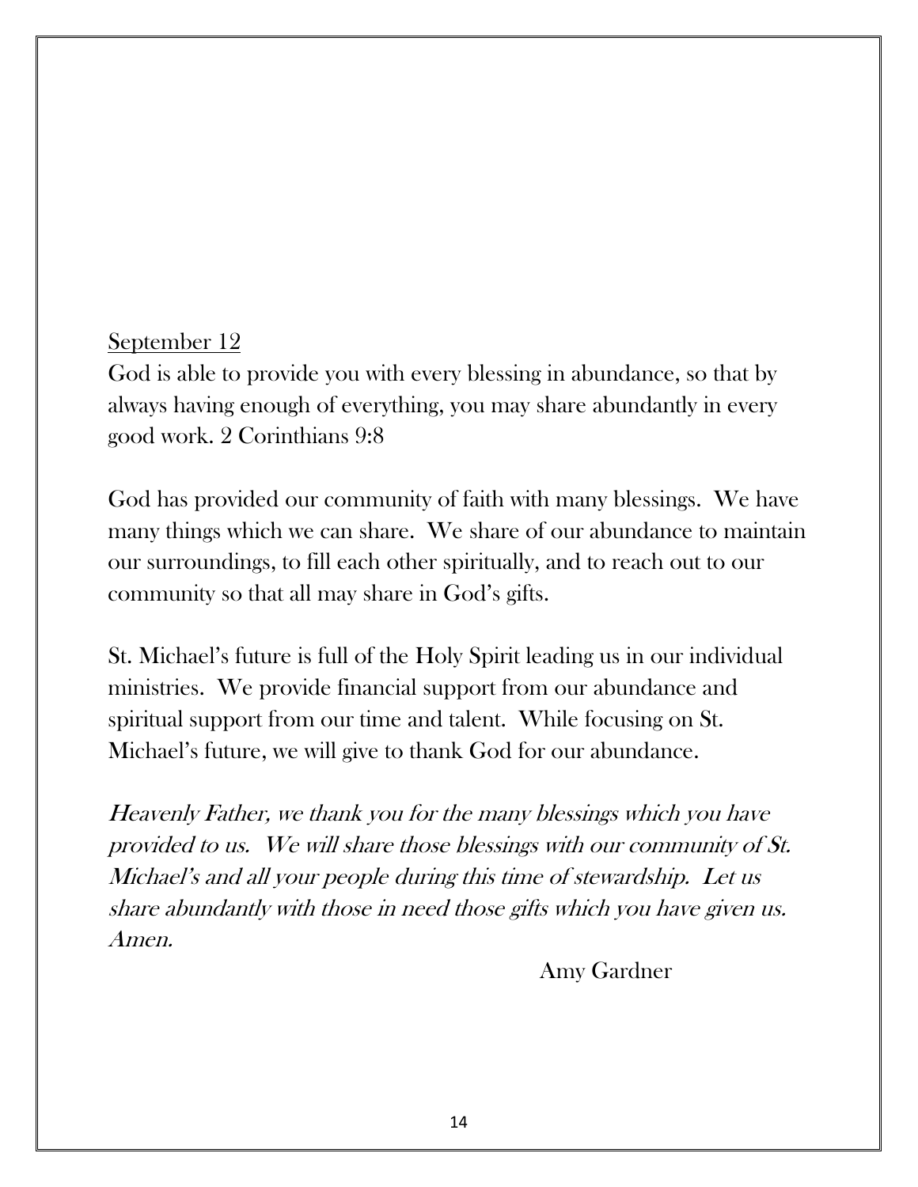<u>September 12</u>

God is able to provide you with every blessing in abundance, so that by always having enough of everything, you may share abundantly in every good work. 2 Corinthians 9:8

God has provided our community of faith with many blessings. We have many things which we can share. We share of our abundance to maintain our surroundings, to fill each other spiritually, and to reach out to our community so that all may share in God's gifts.

St. Michael's future is full of the Holy Spirit leading us in our individual ministries. We provide financial support from our abundance and spiritual support from our time and talent. While focusing on St. Michael's future, we will give to thank God for our abundance.

*Heavenly Father, we thank you for the many blessings which you have provided to us. We will share those blessings with our community of St. Michael's and all your people during this time of stewardship. Let us share abundantly with those in need those gifts which you have given us. Amen.*

Amy Gardner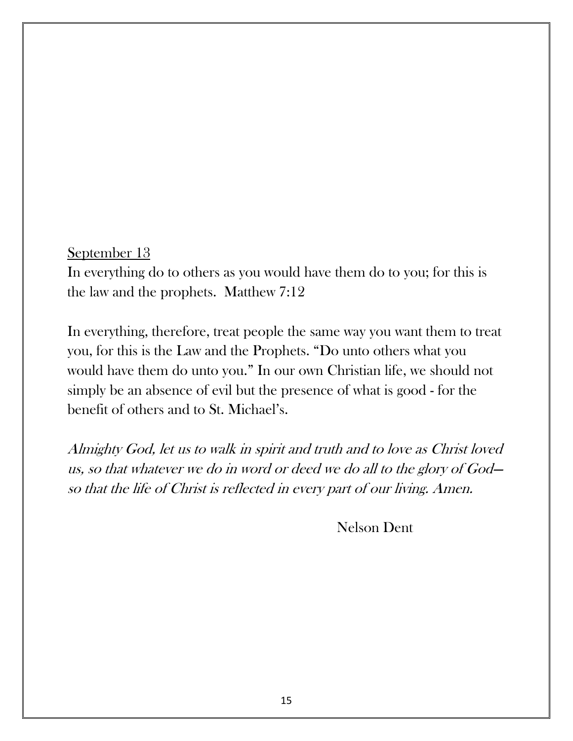<u>September 13</u>

In everything do to others as you would have them do to you; for this is the law and the prophets. Matthew 7:12

In everything, therefore, treat people the same way you want them to treat you, for this is the Law and the Prophets. "Do unto others what you would have them do unto you." In our own Christian life, we should not simply be an absence of evil but the presence of what is good - for the benefit of others and to St. Michael's.

*Almighty God, let us to walk in spirit and truth and to love as Christ loved us, so that whatever we do in word or deed we do all to the glory of God—so that the life of Christ is reflected in every part of our living. Amen.*

Nelson Dent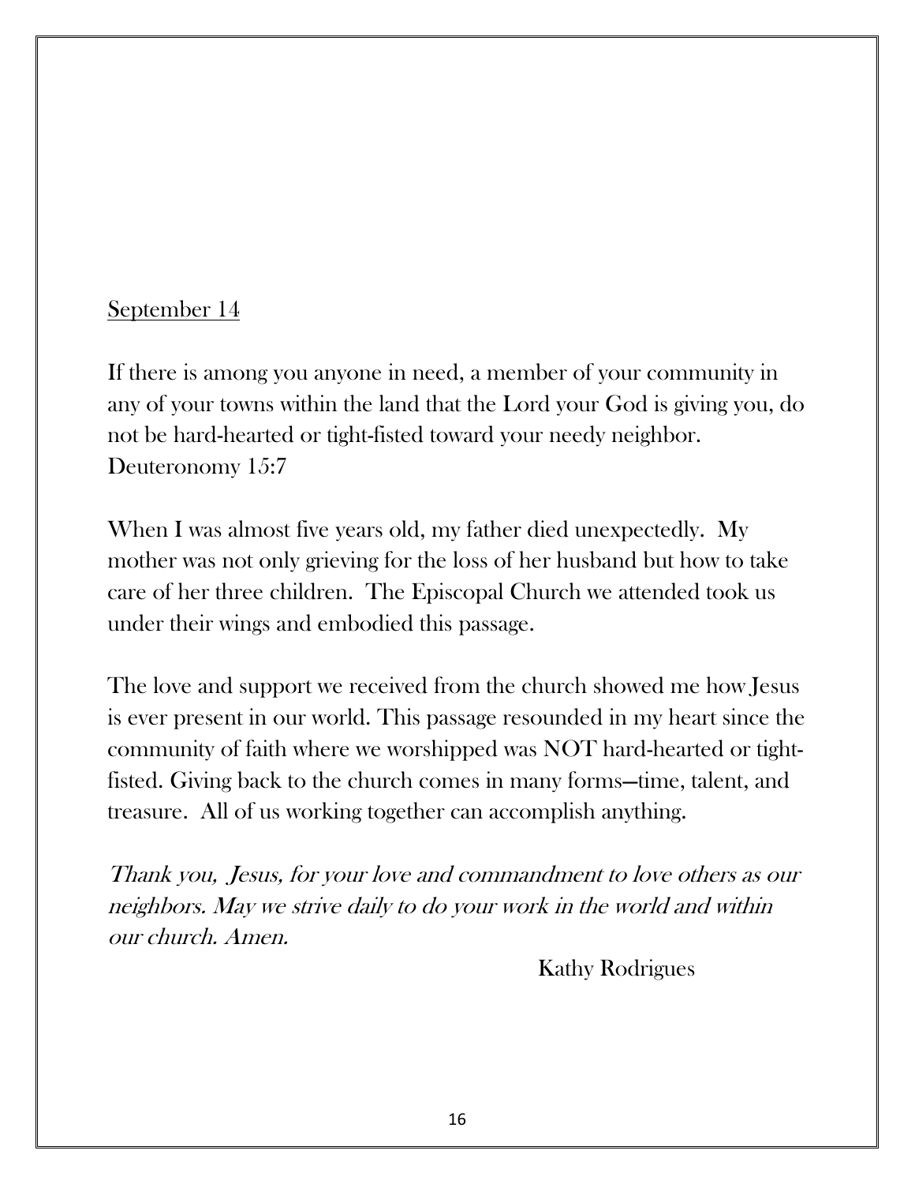<u>September 14</u>

If there is among you anyone in need, a member of your community in any of your towns within the land that the Lord your God is giving you, do not be hard-hearted or tight-fisted toward your needy neighbor.
Deuteronomy 15:7

When I was almost five years old, my father died unexpectedly. My mother was not only grieving for the loss of her husband but how to take care of her three children. The Episcopal Church we attended took us under their wings and embodied this passage.

The love and support we received from the church showed me how Jesus is ever present in our world. This passage resounded in my heart since the community of faith where we worshipped was NOT hard-hearted or tight-fisted. Giving back to the church comes in many forms—time, talent, and treasure. All of us working together can accomplish anything.

*Thank you, Jesus, for your love and commandment to love others as our neighbors. May we strive daily to do your work in the world and within our church. Amen.*

Kathy Rodrigues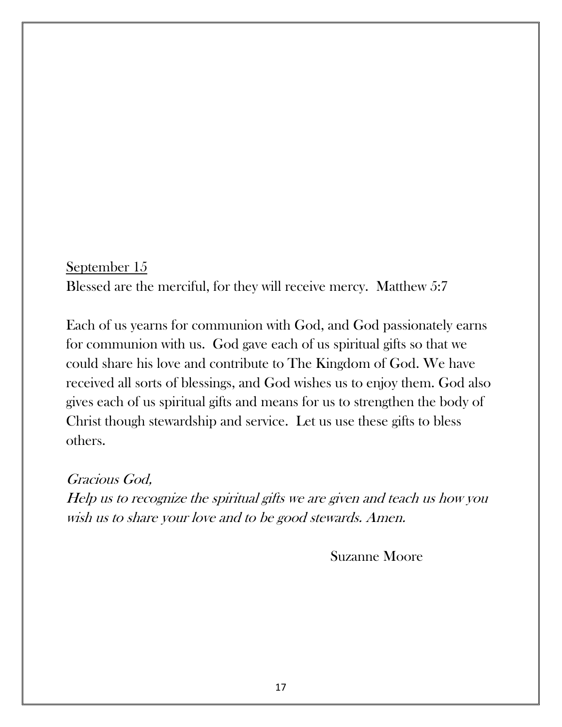<u>September 15</u>

Blessed are the merciful, for they will receive mercy.  Matthew 5:7

Each of us yearns for communion with God, and God passionately earns for communion with us.  God gave each of us spiritual gifts so that we could share his love and contribute to The Kingdom of God. We have received all sorts of blessings, and God wishes us to enjoy them. God also gives each of us spiritual gifts and means for us to strengthen the body of Christ though stewardship and service.  Let us use these gifts to bless others.

*Gracious God,*
*Help us to recognize the spiritual gifts we are given and teach us how you wish us to share your love and to be good stewards. Amen.*

Suzanne Moore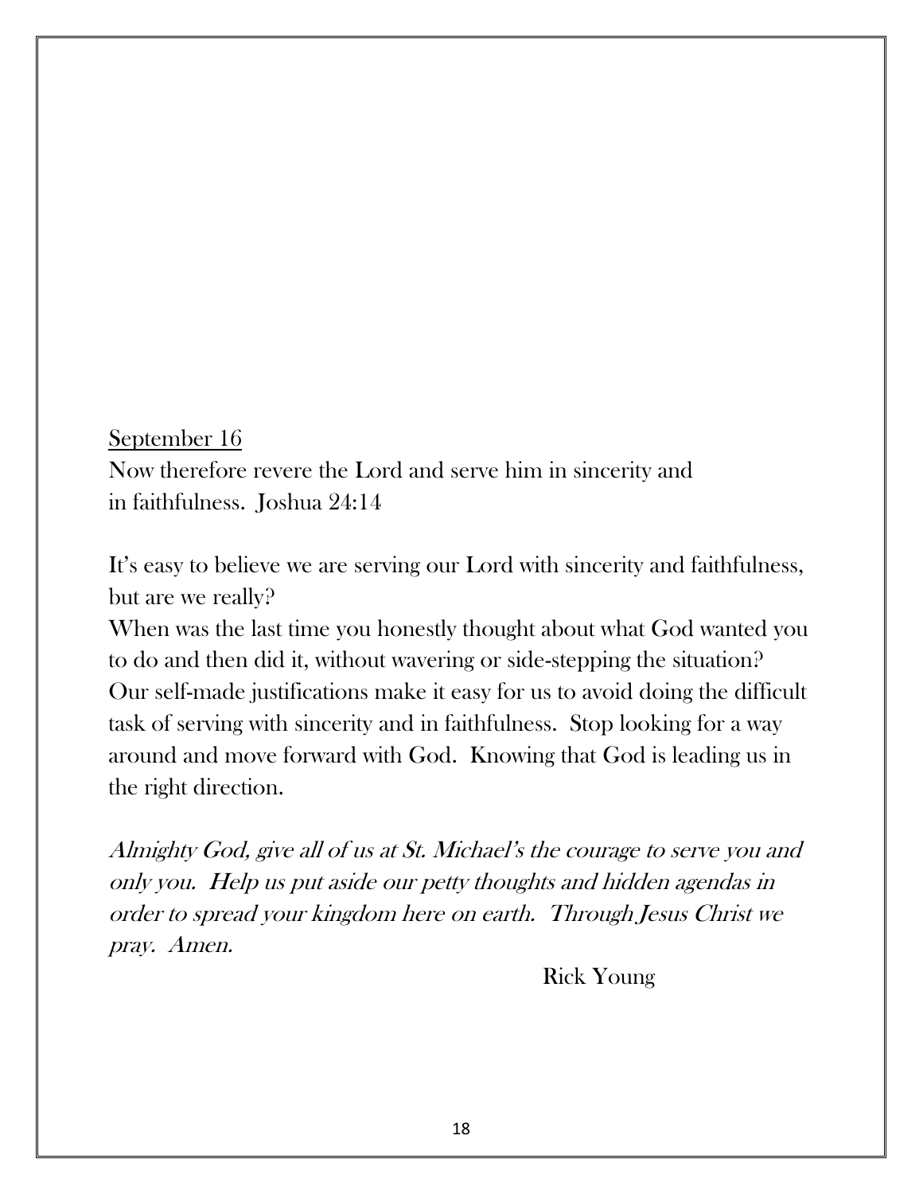<u>September 16</u>

Now therefore revere the Lord and serve him in sincerity and in faithfulness. Joshua 24:14

It's easy to believe we are serving our Lord with sincerity and faithfulness, but are we really?

When was the last time you honestly thought about what God wanted you to do and then did it, without wavering or side-stepping the situation? Our self-made justifications make it easy for us to avoid doing the difficult task of serving with sincerity and in faithfulness. Stop looking for a way around and move forward with God. Knowing that God is leading us in the right direction.

*Almighty God, give all of us at St. Michael's the courage to serve you and only you. Help us put aside our petty thoughts and hidden agendas in order to spread your kingdom here on earth. Through Jesus Christ we pray. Amen.*

Rick Young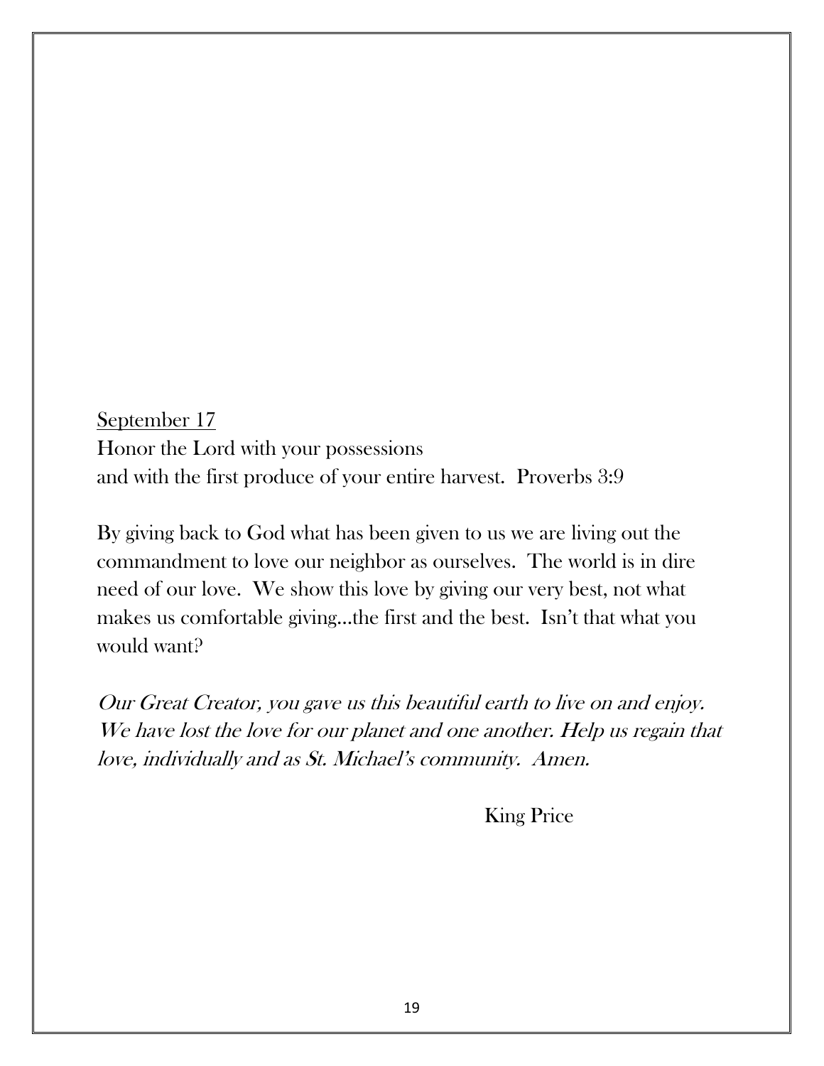<u>September 17</u>

Honor the Lord with your possessions
and with the first produce of your entire harvest. Proverbs 3:9

By giving back to God what has been given to us we are living out the commandment to love our neighbor as ourselves. The world is in dire need of our love. We show this love by giving our very best, not what makes us comfortable giving…the first and the best. Isn't that what you would want?

*Our Great Creator, you gave us this beautiful earth to live on and enjoy. We have lost the love for our planet and one another. Help us regain that love, individually and as St. Michael's community. Amen.*

King Price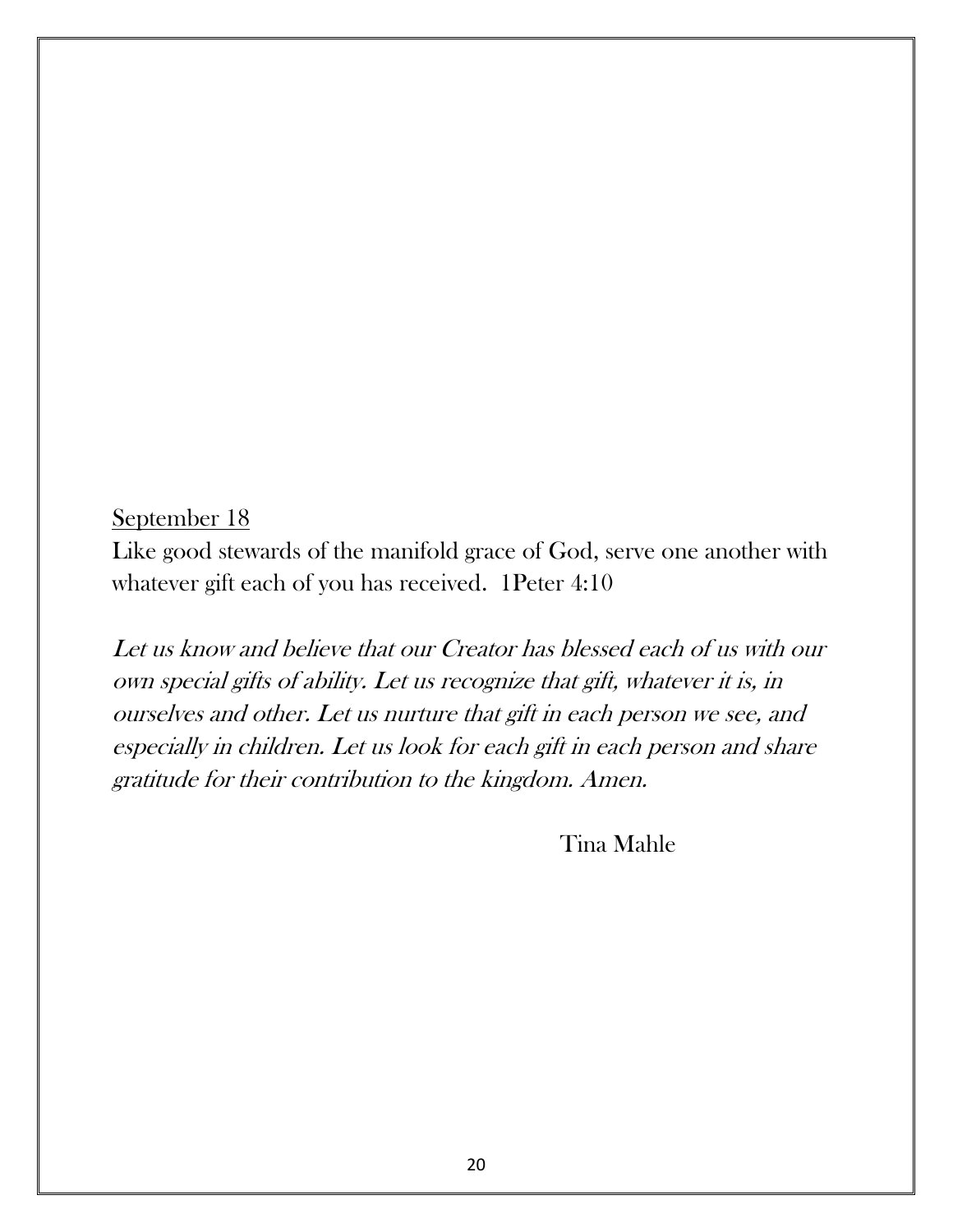<u>September 18</u>

Like good stewards of the manifold grace of God, serve one another with whatever gift each of you has received. 1Peter 4:10

*Let us know and believe that our Creator has blessed each of us with our own special gifts of ability. Let us recognize that gift, whatever it is, in ourselves and other. Let us nurture that gift in each person we see, and especially in children. Let us look for each gift in each person and share gratitude for their contribution to the kingdom. Amen.*

Tina Mahle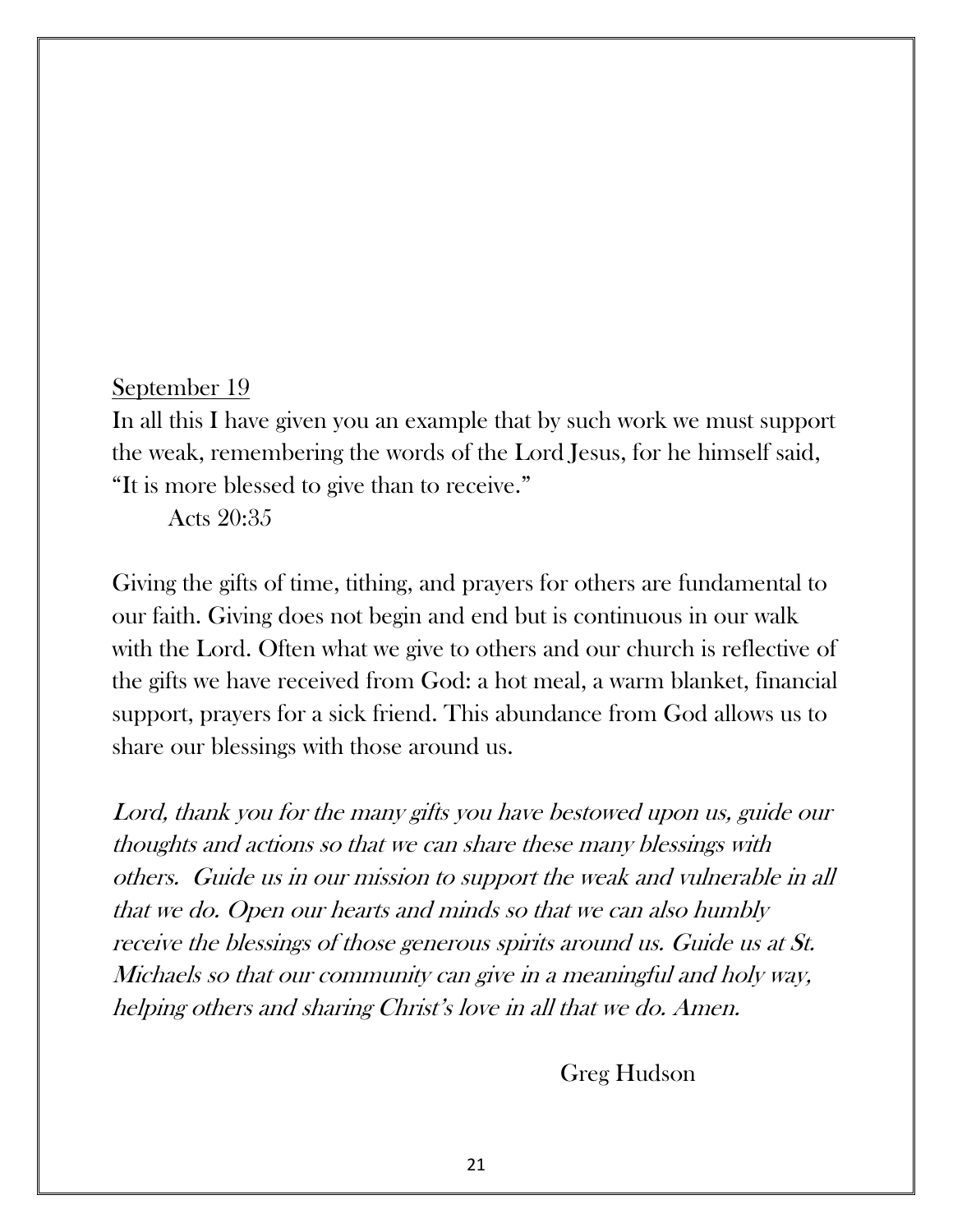<u>September 19</u>

In all this I have given you an example that by such work we must support the weak, remembering the words of the Lord Jesus, for he himself said, "It is more blessed to give than to receive."

Acts 20:35

Giving the gifts of time, tithing, and prayers for others are fundamental to our faith. Giving does not begin and end but is continuous in our walk with the Lord. Often what we give to others and our church is reflective of the gifts we have received from God: a hot meal, a warm blanket, financial support, prayers for a sick friend. This abundance from God allows us to share our blessings with those around us.

*Lord, thank you for the many gifts you have bestowed upon us, guide our thoughts and actions so that we can share these many blessings with others. Guide us in our mission to support the weak and vulnerable in all that we do. Open our hearts and minds so that we can also humbly receive the blessings of those generous spirits around us. Guide us at St. Michaels so that our community can give in a meaningful and holy way, helping others and sharing Christ's love in all that we do. Amen.*

Greg Hudson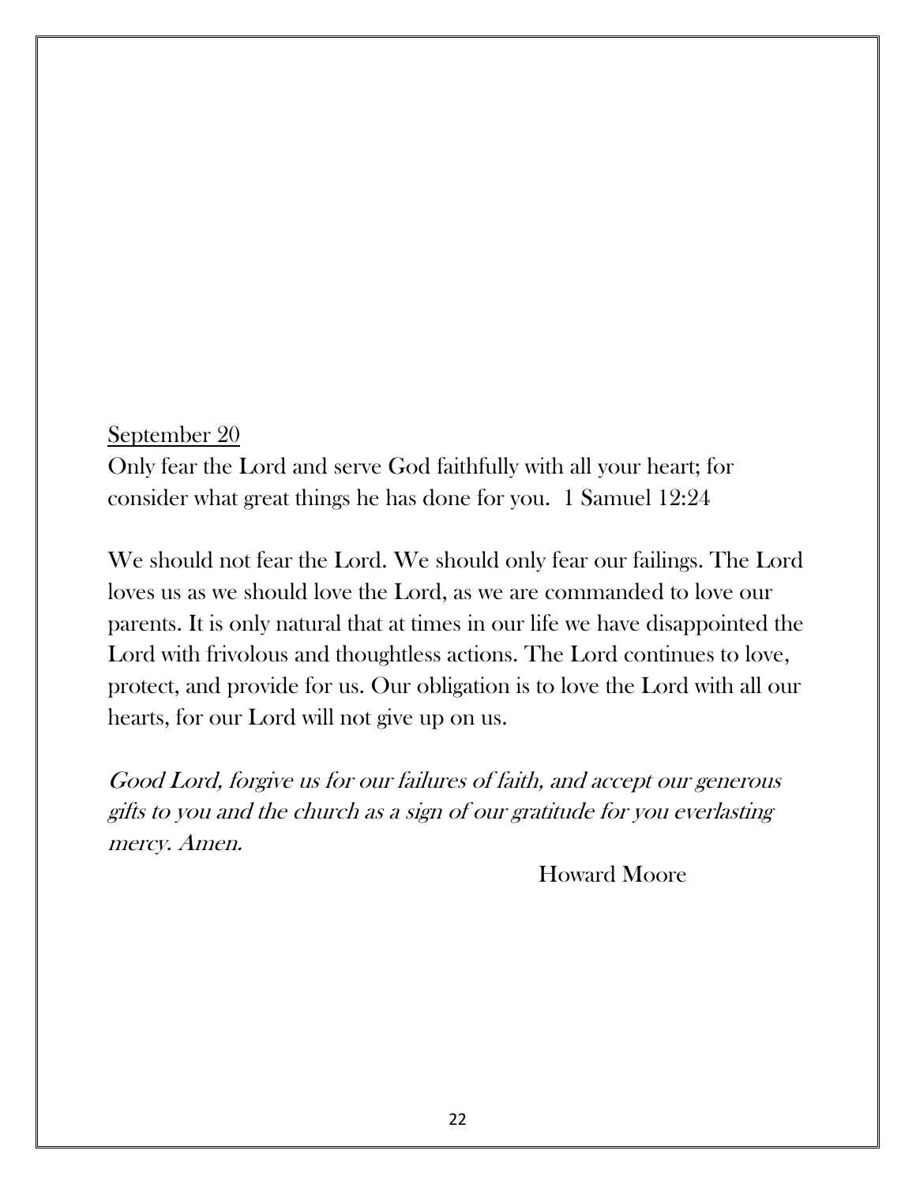<u>September 20</u>

Only fear the Lord and serve God faithfully with all your heart; for consider what great things he has done for you. 1 Samuel 12:24

We should not fear the Lord. We should only fear our failings. The Lord loves us as we should love the Lord, as we are commanded to love our parents. It is only natural that at times in our life we have disappointed the Lord with frivolous and thoughtless actions. The Lord continues to love, protect, and provide for us. Our obligation is to love the Lord with all our hearts, for our Lord will not give up on us.

*Good Lord, forgive us for our failures of faith, and accept our generous gifts to you and the church as a sign of our gratitude for you everlasting mercy. Amen.*

Howard Moore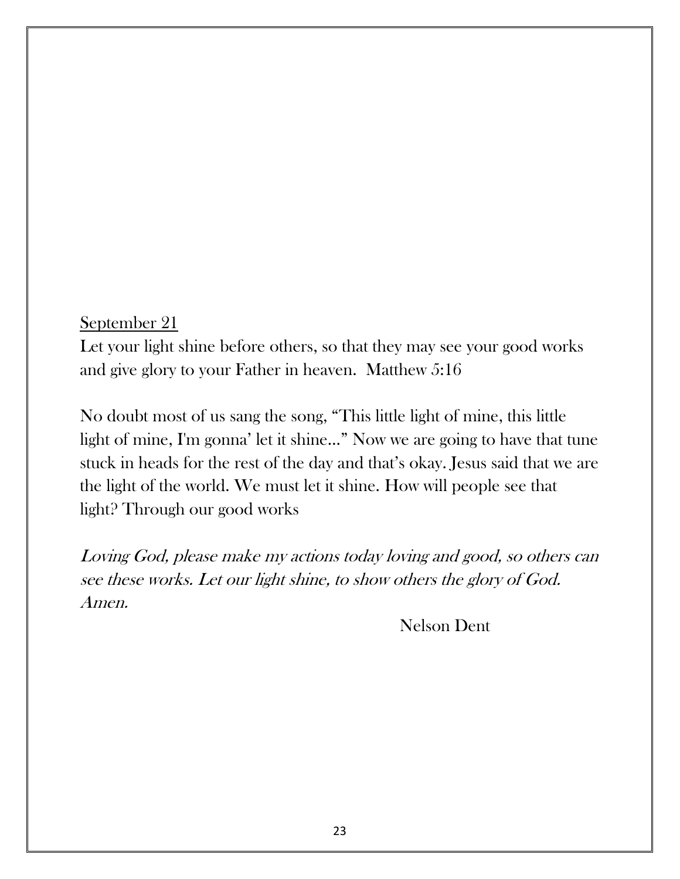<u>September 21</u>

Let your light shine before others, so that they may see your good works and give glory to your Father in heaven. Matthew 5:16

No doubt most of us sang the song, "This little light of mine, this little light of mine, I'm gonna' let it shine…" Now we are going to have that tune stuck in heads for the rest of the day and that's okay. Jesus said that we are the light of the world. We must let it shine. How will people see that light? Through our good works

*Loving God, please make my actions today loving and good, so others can see these works. Let our light shine, to show others the glory of God. Amen.*

Nelson Dent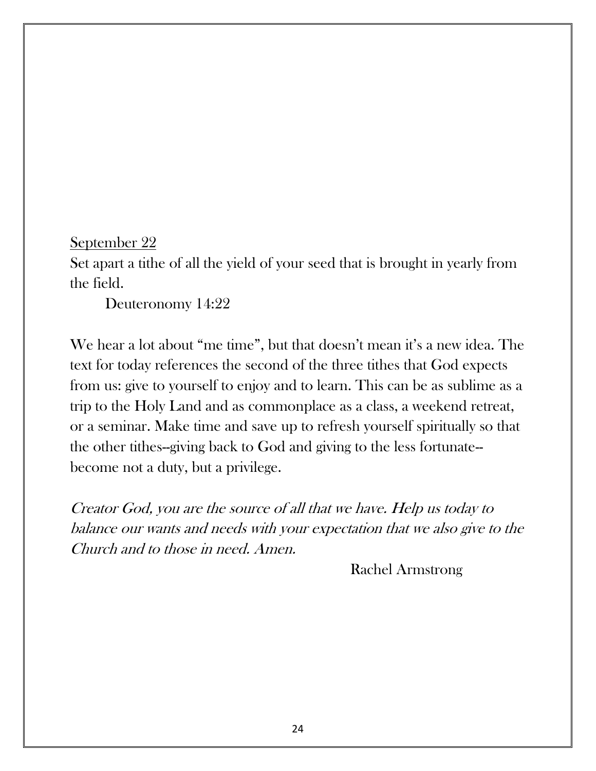<u>September 22</u>

Set apart a tithe of all the yield of your seed that is brought in yearly from the field.

Deuteronomy 14:22

We hear a lot about “me time”, but that doesn’t mean it’s a new idea. The text for today references the second of the three tithes that God expects from us: give to yourself to enjoy and to learn. This can be as sublime as a trip to the Holy Land and as commonplace as a class, a weekend retreat, or a seminar. Make time and save up to refresh yourself spiritually so that the other tithes--giving back to God and giving to the less fortunate--become not a duty, but a privilege.

*Creator God, you are the source of all that we have. Help us today to balance our wants and needs with your expectation that we also give to the Church and to those in need. Amen.*

Rachel Armstrong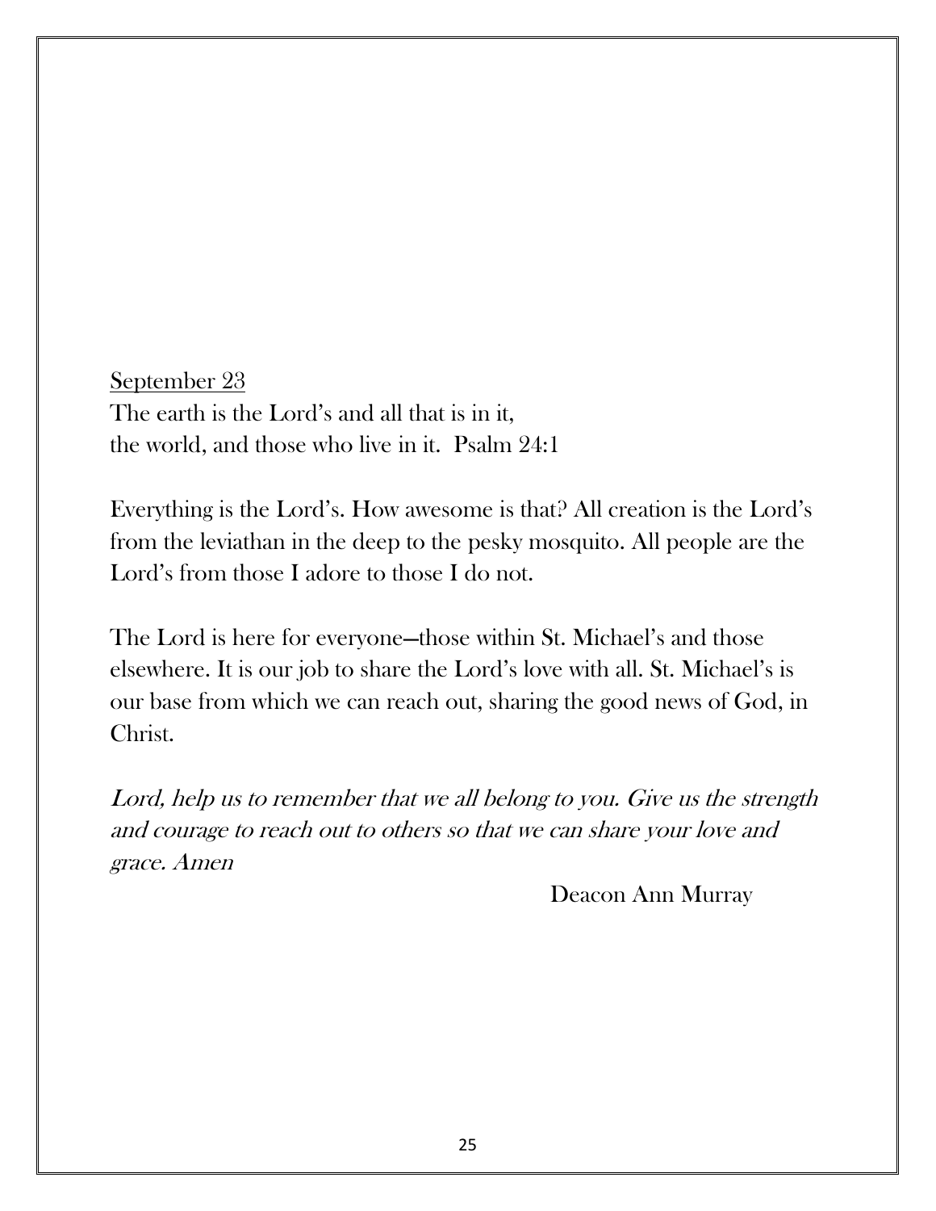<u>September 23</u>

The earth is the Lord's and all that is in it,
the world, and those who live in it. Psalm 24:1

Everything is the Lord's. How awesome is that? All creation is the Lord's from the leviathan in the deep to the pesky mosquito. All people are the Lord's from those I adore to those I do not.

The Lord is here for everyone—those within St. Michael's and those elsewhere. It is our job to share the Lord's love with all. St. Michael's is our base from which we can reach out, sharing the good news of God, in Christ.

*Lord, help us to remember that we all belong to you. Give us the strength and courage to reach out to others so that we can share your love and grace. Amen*

Deacon Ann Murray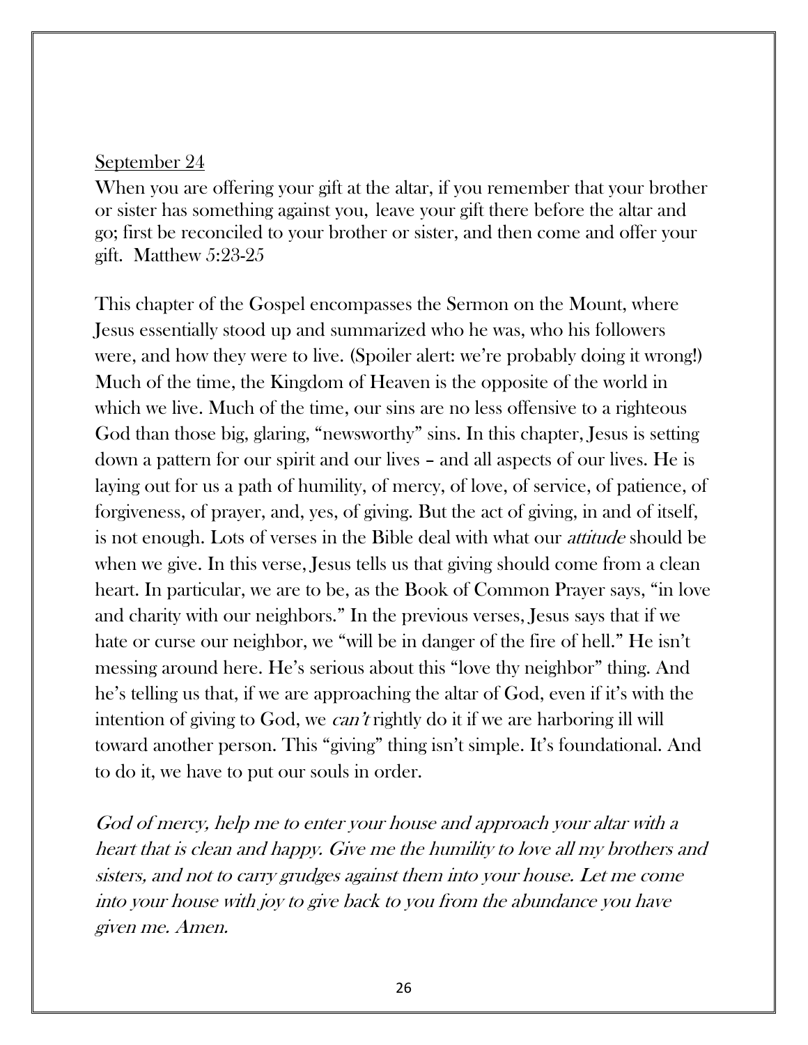September 24

When you are offering your gift at the altar, if you remember that your brother or sister has something against you, leave your gift there before the altar and go; first be reconciled to your brother or sister, and then come and offer your gift. Matthew 5:23-25

This chapter of the Gospel encompasses the Sermon on the Mount, where Jesus essentially stood up and summarized who he was, who his followers were, and how they were to live. (Spoiler alert: we're probably doing it wrong!) Much of the time, the Kingdom of Heaven is the opposite of the world in which we live. Much of the time, our sins are no less offensive to a righteous God than those big, glaring, "newsworthy" sins. In this chapter, Jesus is setting down a pattern for our spirit and our lives – and all aspects of our lives. He is laying out for us a path of humility, of mercy, of love, of service, of patience, of forgiveness, of prayer, and, yes, of giving. But the act of giving, in and of itself, is not enough. Lots of verses in the Bible deal with what our *attitude* should be when we give. In this verse, Jesus tells us that giving should come from a clean heart. In particular, we are to be, as the Book of Common Prayer says, "in love and charity with our neighbors." In the previous verses, Jesus says that if we hate or curse our neighbor, we "will be in danger of the fire of hell." He isn't messing around here. He's serious about this "love thy neighbor" thing. And he's telling us that, if we are approaching the altar of God, even if it's with the intention of giving to God, we *can't* rightly do it if we are harboring ill will toward another person. This "giving" thing isn't simple. It's foundational. And to do it, we have to put our souls in order.

*God of mercy, help me to enter your house and approach your altar with a heart that is clean and happy. Give me the humility to love all my brothers and sisters, and not to carry grudges against them into your house. Let me come into your house with joy to give back to you from the abundance you have given me. Amen.*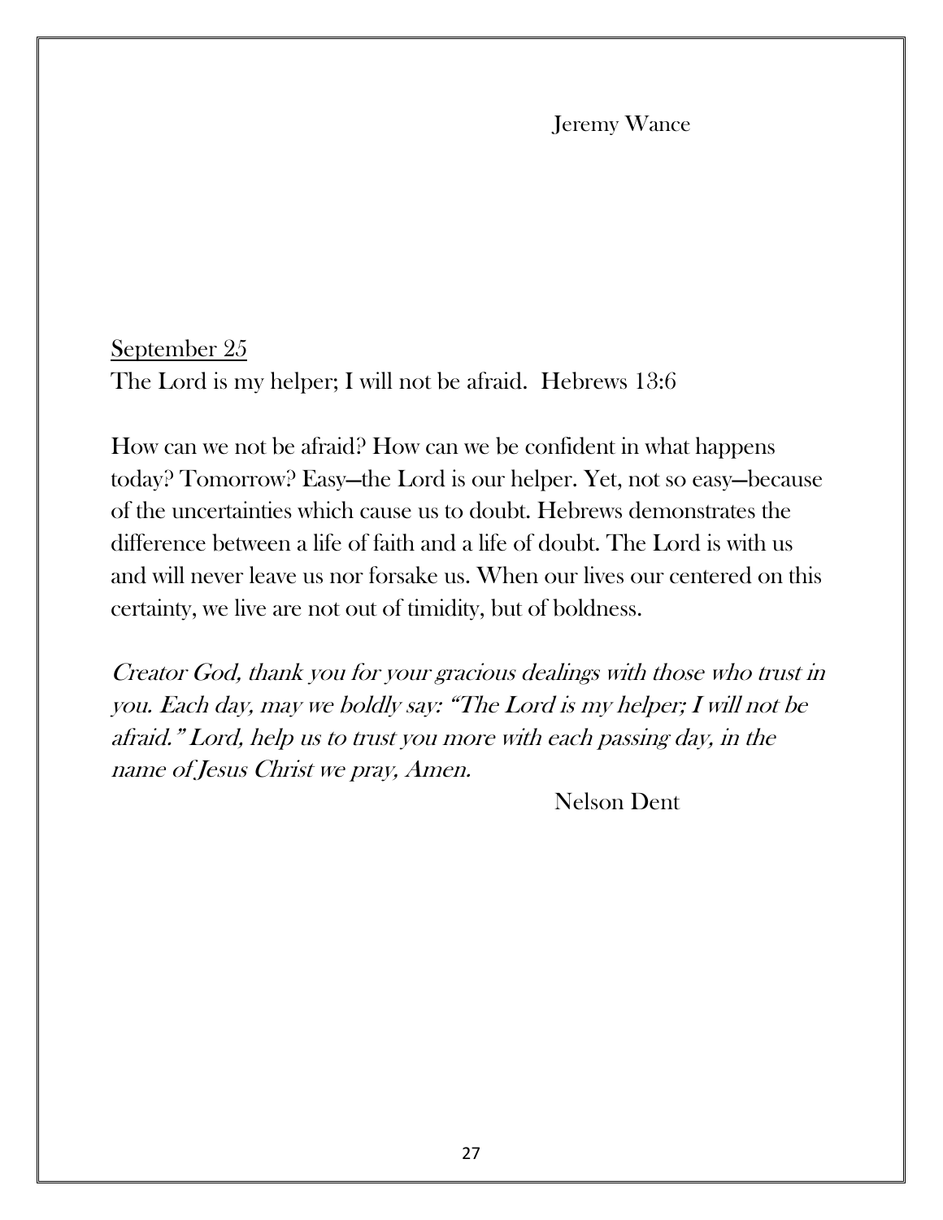Jeremy Wance

<u>September 25</u>

The Lord is my helper; I will not be afraid. Hebrews 13:6

How can we not be afraid? How can we be confident in what happens today? Tomorrow? Easy—the Lord is our helper. Yet, not so easy—because of the uncertainties which cause us to doubt. Hebrews demonstrates the difference between a life of faith and a life of doubt. The Lord is with us and will never leave us nor forsake us. When our lives our centered on this certainty, we live are not out of timidity, but of boldness.

*Creator God, thank you for your gracious dealings with those who trust in you. Each day, may we boldly say: "The Lord is my helper; I will not be afraid." Lord, help us to trust you more with each passing day, in the name of Jesus Christ we pray, Amen.*

Nelson Dent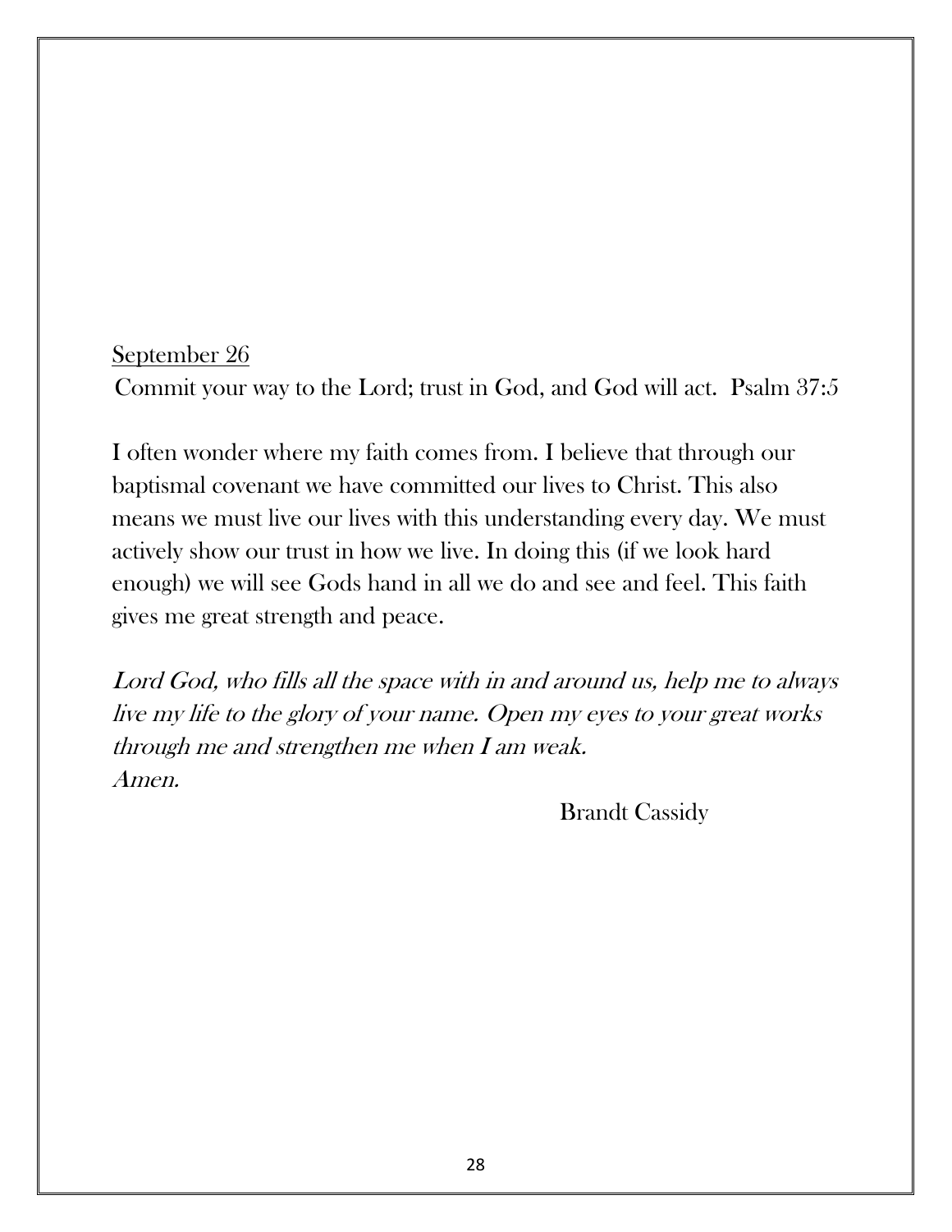<u>September 26</u>

Commit your way to the Lord; trust in God, and God will act. Psalm 37:5

I often wonder where my faith comes from. I believe that through our baptismal covenant we have committed our lives to Christ. This also means we must live our lives with this understanding every day. We must actively show our trust in how we live. In doing this (if we look hard enough) we will see Gods hand in all we do and see and feel. This faith gives me great strength and peace.

*Lord God, who fills all the space with in and around us, help me to always live my life to the glory of your name. Open my eyes to your great works through me and strengthen me when I am weak.*
*Amen.*

Brandt Cassidy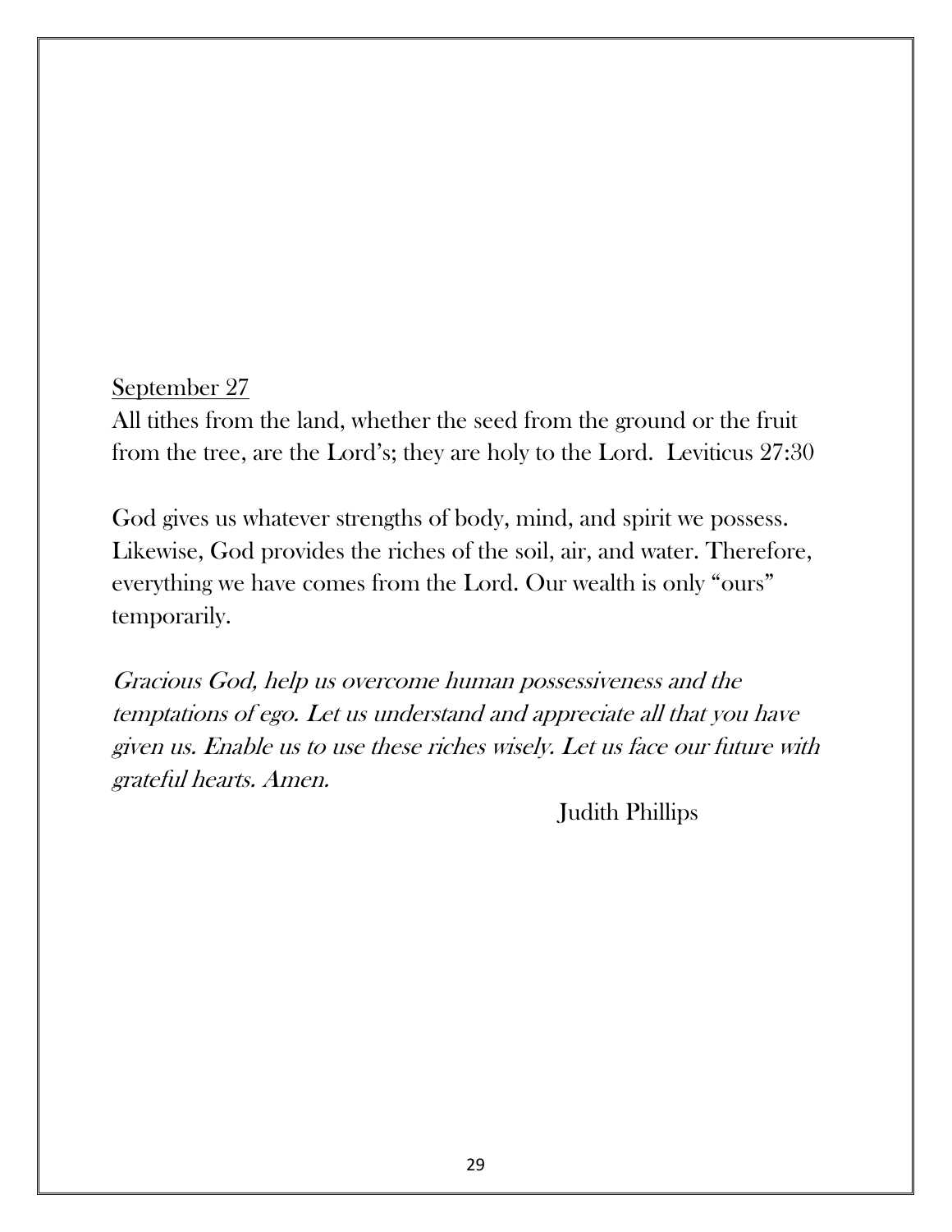September 27

All tithes from the land, whether the seed from the ground or the fruit from the tree, are the Lord's; they are holy to the Lord. Leviticus 27:30

God gives us whatever strengths of body, mind, and spirit we possess. Likewise, God provides the riches of the soil, air, and water. Therefore, everything we have comes from the Lord. Our wealth is only "ours" temporarily.

*Gracious God, help us overcome human possessiveness and the temptations of ego. Let us understand and appreciate all that you have given us. Enable us to use these riches wisely. Let us face our future with grateful hearts. Amen.*

Judith Phillips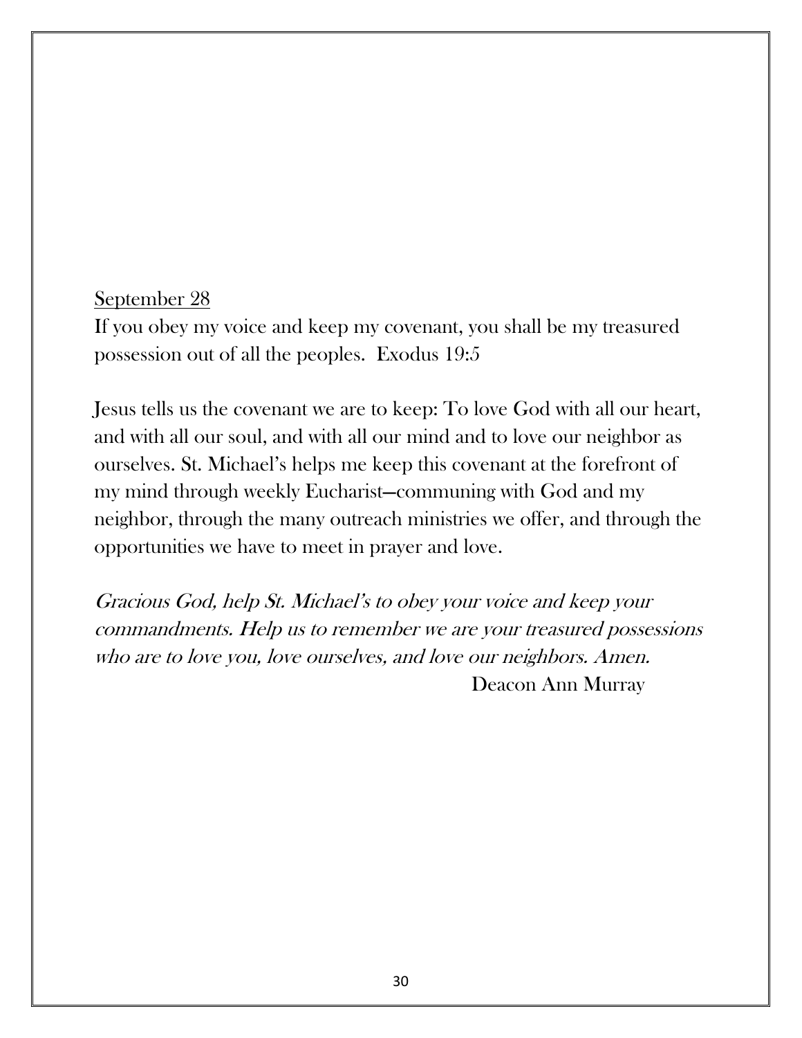<u>September 28</u>

If you obey my voice and keep my covenant, you shall be my treasured possession out of all the peoples. Exodus 19:5

Jesus tells us the covenant we are to keep: To love God with all our heart, and with all our soul, and with all our mind and to love our neighbor as ourselves. St. Michael's helps me keep this covenant at the forefront of my mind through weekly Eucharist—communing with God and my neighbor, through the many outreach ministries we offer, and through the opportunities we have to meet in prayer and love.

*Gracious God, help St. Michael's to obey your voice and keep your commandments. Help us to remember we are your treasured possessions who are to love you, love ourselves, and love our neighbors. Amen.*

Deacon Ann Murray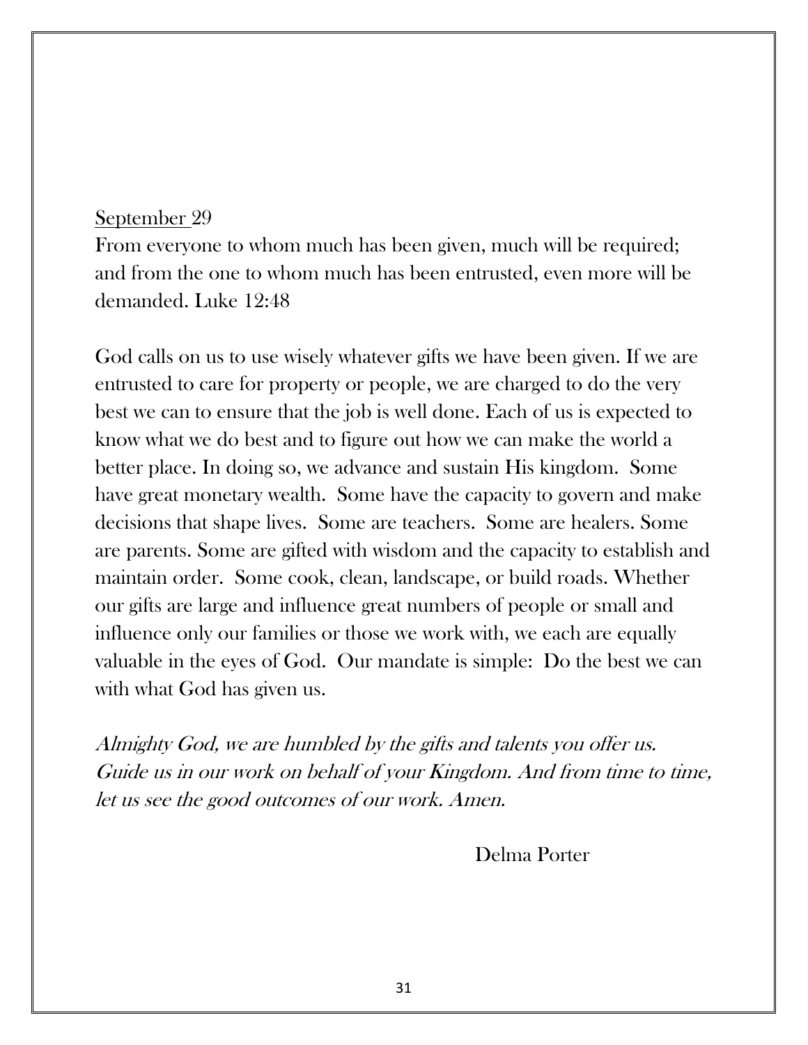<u>September</u> 29

From everyone to whom much has been given, much will be required; and from the one to whom much has been entrusted, even more will be demanded. Luke 12:48

God calls on us to use wisely whatever gifts we have been given. If we are entrusted to care for property or people, we are charged to do the very best we can to ensure that the job is well done. Each of us is expected to know what we do best and to figure out how we can make the world a better place. In doing so, we advance and sustain His kingdom. Some have great monetary wealth. Some have the capacity to govern and make decisions that shape lives. Some are teachers. Some are healers. Some are parents. Some are gifted with wisdom and the capacity to establish and maintain order. Some cook, clean, landscape, or build roads. Whether our gifts are large and influence great numbers of people or small and influence only our families or those we work with, we each are equally valuable in the eyes of God. Our mandate is simple: Do the best we can with what God has given us.

*Almighty God, we are humbled by the gifts and talents you offer us. Guide us in our work on behalf of your Kingdom. And from time to time, let us see the good outcomes of our work. Amen.*

Delma Porter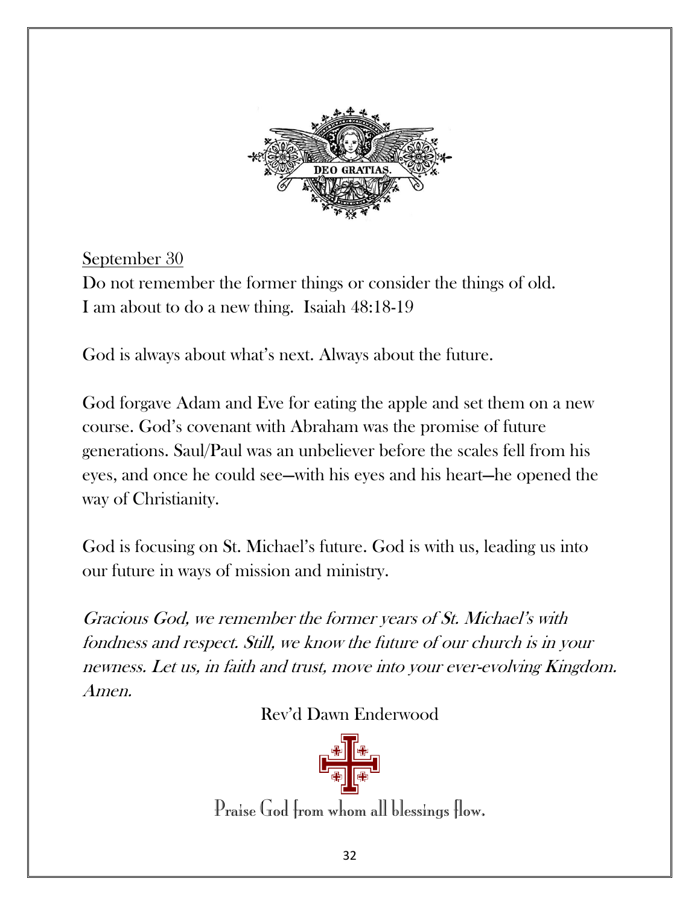<u>September 30</u>

Do not remember the former things or consider the things of old.
I am about to do a new thing. Isaiah 48:18-19

God is always about what's next. Always about the future.

God forgave Adam and Eve for eating the apple and set them on a new course. God's covenant with Abraham was the promise of future generations. Saul/Paul was an unbeliever before the scales fell from his eyes, and once he could see—with his eyes and his heart—he opened the way of Christianity.

God is focusing on St. Michael's future. God is with us, leading us into our future in ways of mission and ministry.

*Gracious God, we remember the former years of St. Michael's with fondness and respect. Still, we know the future of our church is in your newness. Let us, in faith and trust, move into your ever-evolving Kingdom. Amen.*

Rev'd Dawn Enderwood

Praise God from whom all blessings flow.